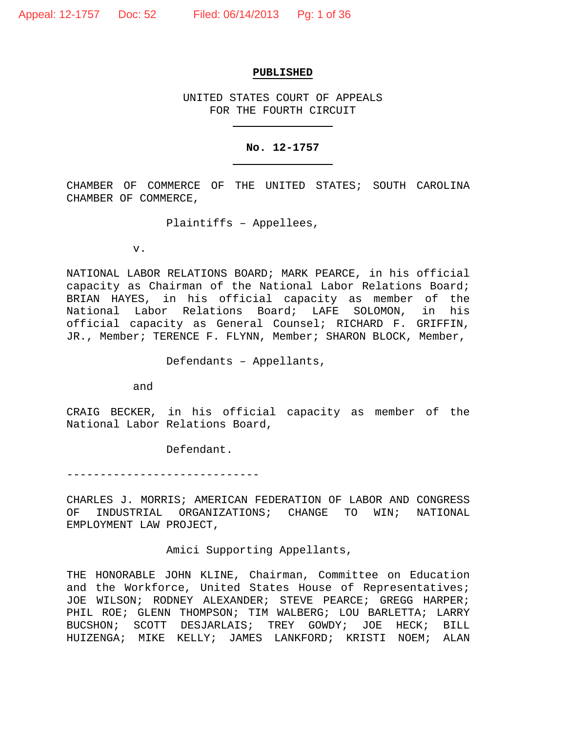**PUBLISHED**

UNITED STATES COURT OF APPEALS
FOR THE FOURTH CIRCUIT

**No. 12-1757**

CHAMBER OF COMMERCE OF THE UNITED STATES; SOUTH CAROLINA CHAMBER OF COMMERCE,

Plaintiffs – Appellees,

v.

NATIONAL LABOR RELATIONS BOARD; MARK PEARCE, in his official capacity as Chairman of the National Labor Relations Board; BRIAN HAYES, in his official capacity as member of the National Labor Relations Board; LAFE SOLOMON, in his official capacity as General Counsel; RICHARD F. GRIFFIN, JR., Member; TERENCE F. FLYNN, Member; SHARON BLOCK, Member,

Defendants – Appellants,

and

CRAIG BECKER, in his official capacity as member of the National Labor Relations Board,

Defendant.

------------------------------

CHARLES J. MORRIS; AMERICAN FEDERATION OF LABOR AND CONGRESS OF INDUSTRIAL ORGANIZATIONS; CHANGE TO WIN; NATIONAL EMPLOYMENT LAW PROJECT,

Amici Supporting Appellants,

THE HONORABLE JOHN KLINE, Chairman, Committee on Education and the Workforce, United States House of Representatives; JOE WILSON; RODNEY ALEXANDER; STEVE PEARCE; GREGG HARPER; PHIL ROE; GLENN THOMPSON; TIM WALBERG; LOU BARLETTA; LARRY BUCSHON; SCOTT DESJARLAIS; TREY GOWDY; JOE HECK; BILL HUIZENGA; MIKE KELLY; JAMES LANKFORD; KRISTI NOEM; ALAN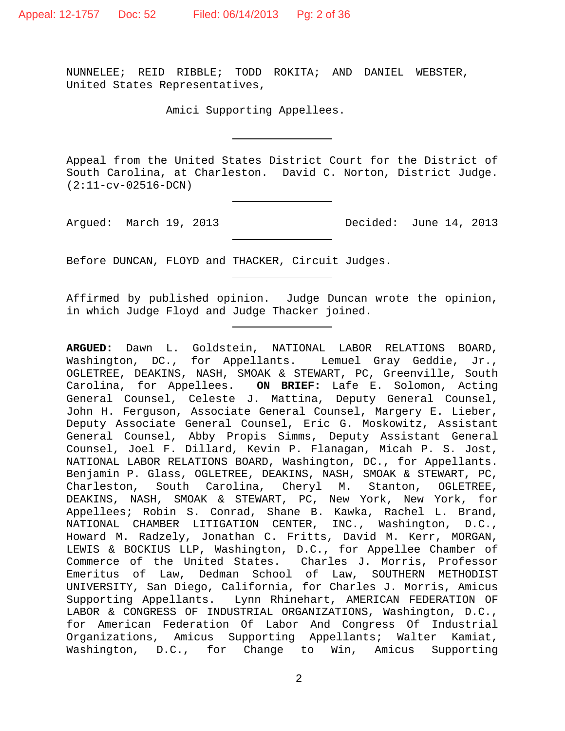NUNNELEE; REID RIBBLE; TODD ROKITA; AND DANIEL WEBSTER, United States Representatives,

Amici Supporting Appellees.

---

Appeal from the United States District Court for the District of South Carolina, at Charleston. David C. Norton, District Judge. (2:11-cv-02516-DCN)

---

Argued: March 19, 2013 Decided: June 14, 2013

---

Before DUNCAN, FLOYD and THACKER, Circuit Judges.

---

Affirmed by published opinion. Judge Duncan wrote the opinion, in which Judge Floyd and Judge Thacker joined.

---

**ARGUED:** Dawn L. Goldstein, NATIONAL LABOR RELATIONS BOARD, Washington, DC., for Appellants. Lemuel Gray Geddie, Jr., OGLETREE, DEAKINS, NASH, SMOAK & STEWART, PC, Greenville, South Carolina, for Appellees. **ON BRIEF:** Lafe E. Solomon, Acting General Counsel, Celeste J. Mattina, Deputy General Counsel, John H. Ferguson, Associate General Counsel, Margery E. Lieber, Deputy Associate General Counsel, Eric G. Moskowitz, Assistant General Counsel, Abby Propis Simms, Deputy Assistant General Counsel, Joel F. Dillard, Kevin P. Flanagan, Micah P. S. Jost, NATIONAL LABOR RELATIONS BOARD, Washington, DC., for Appellants. Benjamin P. Glass, OGLETREE, DEAKINS, NASH, SMOAK & STEWART, PC, Charleston, South Carolina, Cheryl M. Stanton, OGLETREE, DEAKINS, NASH, SMOAK & STEWART, PC, New York, New York, for Appellees; Robin S. Conrad, Shane B. Kawka, Rachel L. Brand, NATIONAL CHAMBER LITIGATION CENTER, INC., Washington, D.C., Howard M. Radzely, Jonathan C. Fritts, David M. Kerr, MORGAN, LEWIS & BOCKIUS LLP, Washington, D.C., for Appellee Chamber of Commerce of the United States. Charles J. Morris, Professor Emeritus of Law, Dedman School of Law, SOUTHERN METHODIST UNIVERSITY, San Diego, California, for Charles J. Morris, Amicus Supporting Appellants. Lynn Rhinehart, AMERICAN FEDERATION OF LABOR & CONGRESS OF INDUSTRIAL ORGANIZATIONS, Washington, D.C., for American Federation Of Labor And Congress Of Industrial Organizations, Amicus Supporting Appellants; Walter Kamiat, Washington, D.C., for Change to Win, Amicus Supporting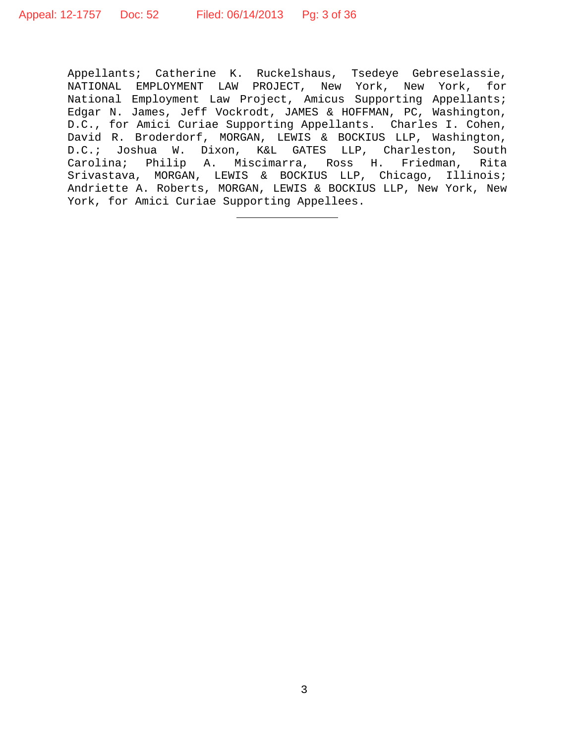Appellants; Catherine K. Ruckelshaus, Tsedeye Gebreselassie, NATIONAL EMPLOYMENT LAW PROJECT, New York, New York, for National Employment Law Project, Amicus Supporting Appellants; Edgar N. James, Jeff Vockrodt, JAMES & HOFFMAN, PC, Washington, D.C., for Amici Curiae Supporting Appellants. Charles I. Cohen, David R. Broderdorf, MORGAN, LEWIS & BOCKIUS LLP, Washington, D.C.; Joshua W. Dixon, K&L GATES LLP, Charleston, South Carolina; Philip A. Miscimarra, Ross H. Friedman, Rita Srivastava, MORGAN, LEWIS & BOCKIUS LLP, Chicago, Illinois; Andriette A. Roberts, MORGAN, LEWIS & BOCKIUS LLP, New York, New York, for Amici Curiae Supporting Appellees.

---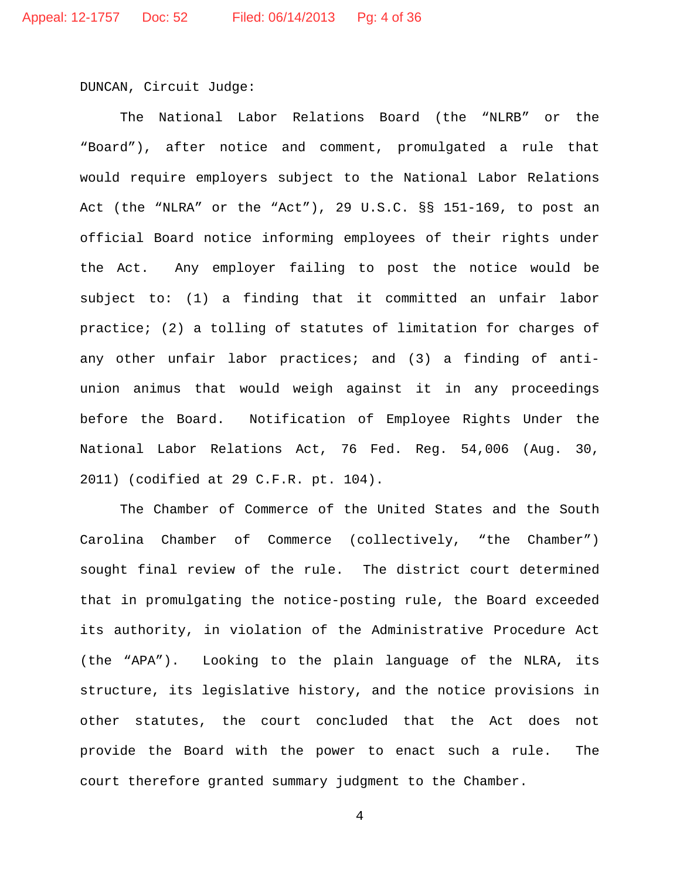DUNCAN, Circuit Judge:

The National Labor Relations Board (the "NLRB" or the "Board"), after notice and comment, promulgated a rule that would require employers subject to the National Labor Relations Act (the "NLRA" or the "Act"), 29 U.S.C. §§ 151-169, to post an official Board notice informing employees of their rights under the Act. Any employer failing to post the notice would be subject to: (1) a finding that it committed an unfair labor practice; (2) a tolling of statutes of limitation for charges of any other unfair labor practices; and (3) a finding of anti-union animus that would weigh against it in any proceedings before the Board. Notification of Employee Rights Under the National Labor Relations Act, 76 Fed. Reg. 54,006 (Aug. 30, 2011) (codified at 29 C.F.R. pt. 104).

The Chamber of Commerce of the United States and the South Carolina Chamber of Commerce (collectively, "the Chamber") sought final review of the rule. The district court determined that in promulgating the notice-posting rule, the Board exceeded its authority, in violation of the Administrative Procedure Act (the "APA"). Looking to the plain language of the NLRA, its structure, its legislative history, and the notice provisions in other statutes, the court concluded that the Act does not provide the Board with the power to enact such a rule. The court therefore granted summary judgment to the Chamber.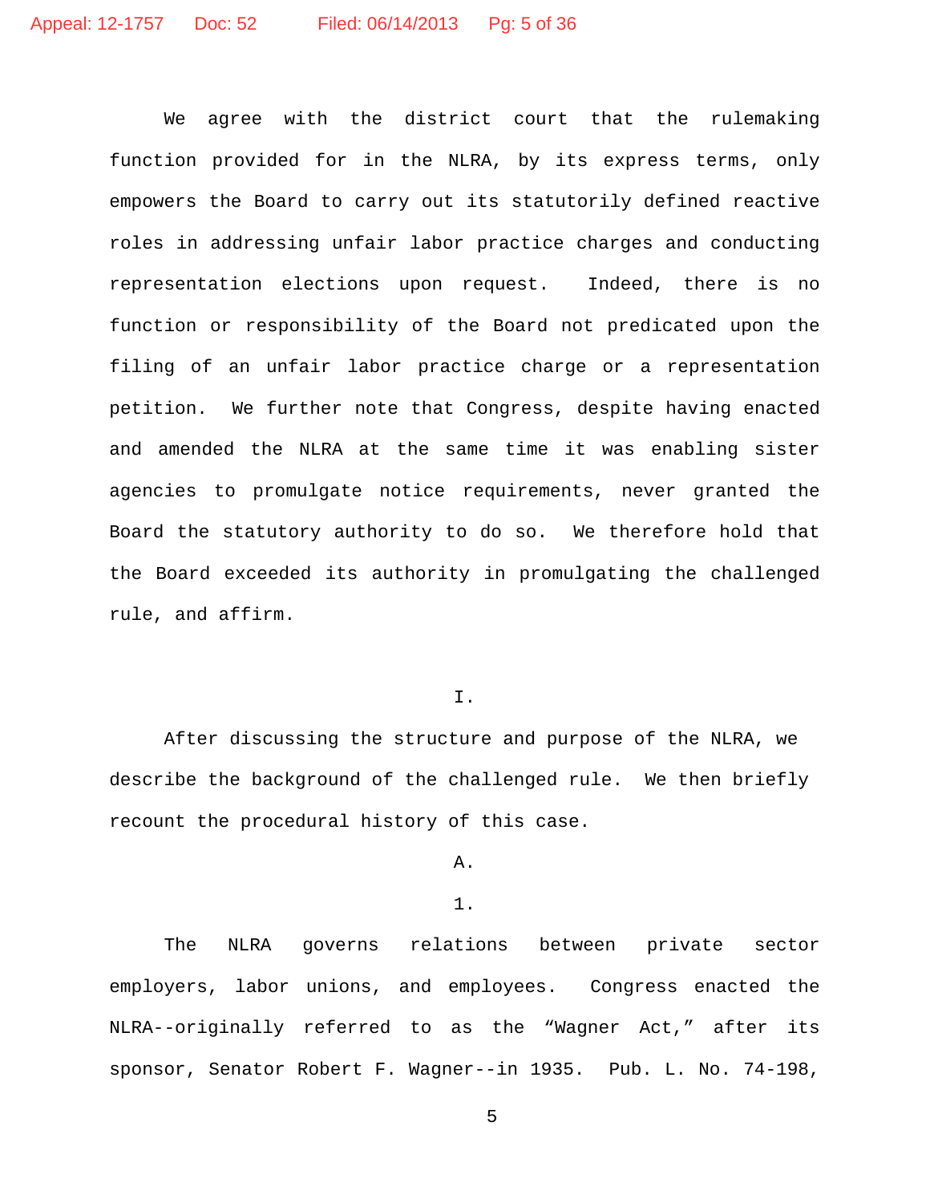We agree with the district court that the rulemaking function provided for in the NLRA, by its express terms, only empowers the Board to carry out its statutorily defined reactive roles in addressing unfair labor practice charges and conducting representation elections upon request. Indeed, there is no function or responsibility of the Board not predicated upon the filing of an unfair labor practice charge or a representation petition. We further note that Congress, despite having enacted and amended the NLRA at the same time it was enabling sister agencies to promulgate notice requirements, never granted the Board the statutory authority to do so. We therefore hold that the Board exceeded its authority in promulgating the challenged rule, and affirm.

# I.

After discussing the structure and purpose of the NLRA, we describe the background of the challenged rule. We then briefly recount the procedural history of this case.

## A.

### 1.

The NLRA governs relations between private sector employers, labor unions, and employees. Congress enacted the NLRA--originally referred to as the "Wagner Act," after its sponsor, Senator Robert F. Wagner--in 1935. Pub. L. No. 74-198,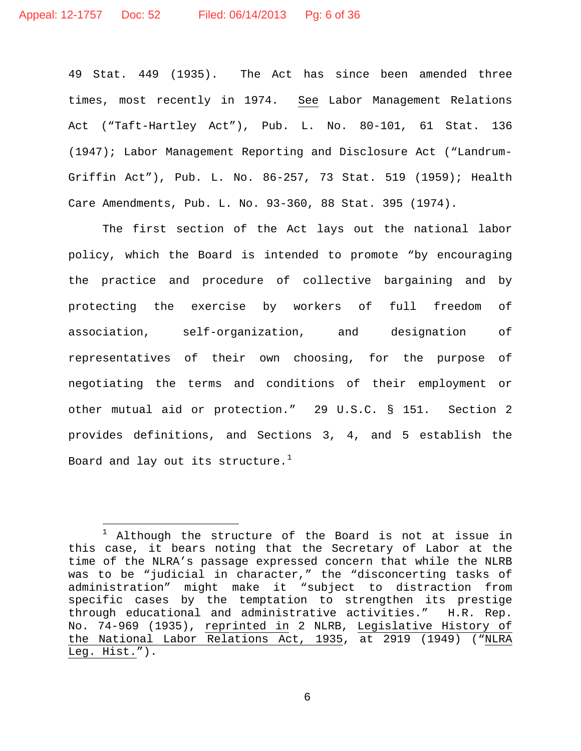49 Stat. 449 (1935). The Act has since been amended three times, most recently in 1974. See Labor Management Relations Act ("Taft-Hartley Act"), Pub. L. No. 80-101, 61 Stat. 136 (1947); Labor Management Reporting and Disclosure Act ("Landrum-Griffin Act"), Pub. L. No. 86-257, 73 Stat. 519 (1959); Health Care Amendments, Pub. L. No. 93-360, 88 Stat. 395 (1974).

The first section of the Act lays out the national labor policy, which the Board is intended to promote "by encouraging the practice and procedure of collective bargaining and by protecting the exercise by workers of full freedom of association, self-organization, and designation of representatives of their own choosing, for the purpose of negotiating the terms and conditions of their employment or other mutual aid or protection." 29 U.S.C. § 151. Section 2 provides definitions, and Sections 3, 4, and 5 establish the Board and lay out its structure.[1]

---

[1] Although the structure of the Board is not at issue in this case, it bears noting that the Secretary of Labor at the time of the NLRA's passage expressed concern that while the NLRB was to be "judicial in character," the "disconcerting tasks of administration" might make it "subject to distraction from specific cases by the temptation to strengthen its prestige through educational and administrative activities." H.R. Rep. No. 74-969 (1935), reprinted in 2 NLRB, Legislative History of the National Labor Relations Act, 1935, at 2919 (1949) ("NLRA Leg. Hist.").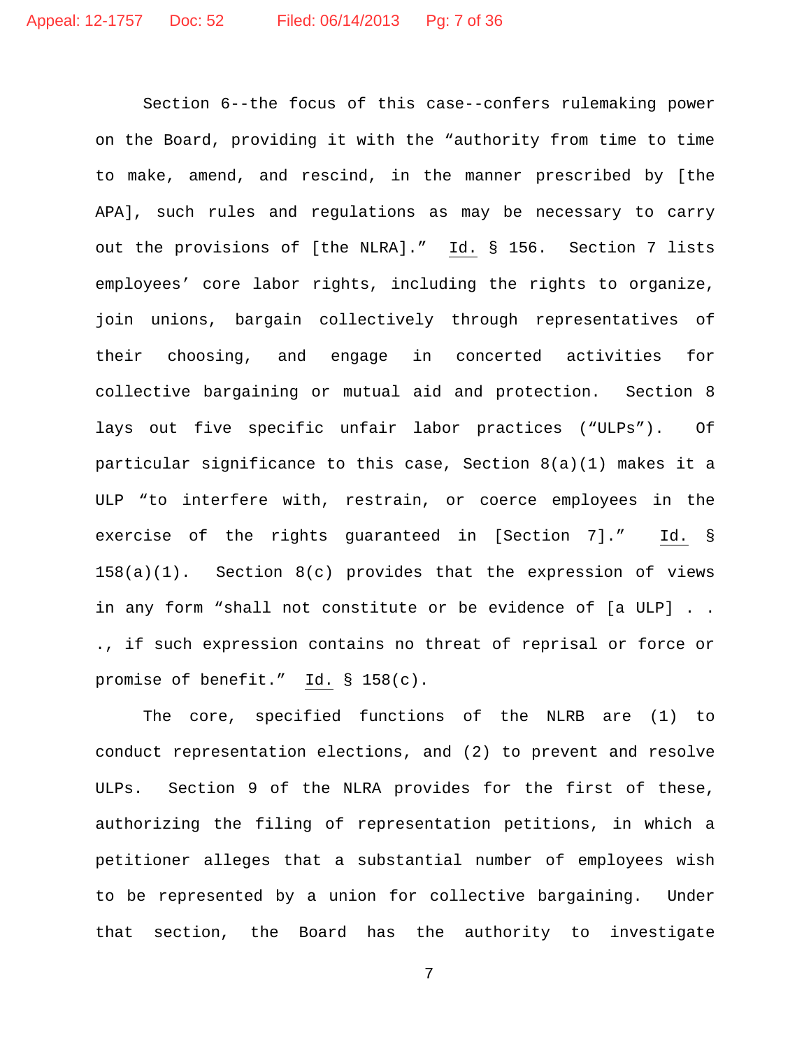Section 6--the focus of this case--confers rulemaking power on the Board, providing it with the "authority from time to time to make, amend, and rescind, in the manner prescribed by [the APA], such rules and regulations as may be necessary to carry out the provisions of [the NLRA]." Id. § 156. Section 7 lists employees' core labor rights, including the rights to organize, join unions, bargain collectively through representatives of their choosing, and engage in concerted activities for collective bargaining or mutual aid and protection. Section 8 lays out five specific unfair labor practices ("ULPs"). Of particular significance to this case, Section 8(a)(1) makes it a ULP "to interfere with, restrain, or coerce employees in the exercise of the rights guaranteed in [Section 7]." Id. § 158(a)(1). Section 8(c) provides that the expression of views in any form "shall not constitute or be evidence of [a ULP] . . ., if such expression contains no threat of reprisal or force or promise of benefit." Id. § 158(c).

The core, specified functions of the NLRB are (1) to conduct representation elections, and (2) to prevent and resolve ULPs. Section 9 of the NLRA provides for the first of these, authorizing the filing of representation petitions, in which a petitioner alleges that a substantial number of employees wish to be represented by a union for collective bargaining. Under that section, the Board has the authority to investigate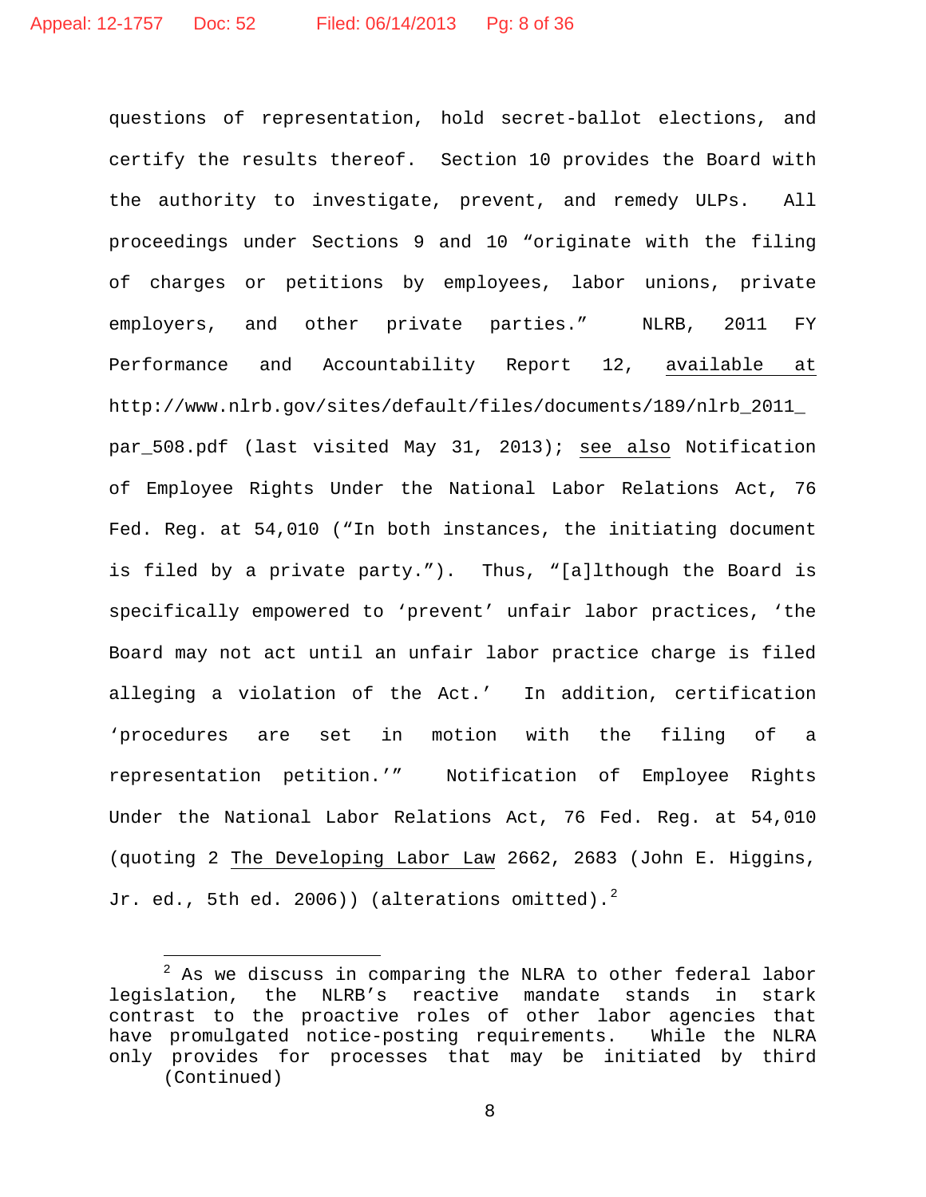questions of representation, hold secret-ballot elections, and certify the results thereof. Section 10 provides the Board with the authority to investigate, prevent, and remedy ULPs. All proceedings under Sections 9 and 10 "originate with the filing of charges or petitions by employees, labor unions, private employers, and other private parties." NLRB, 2011 FY Performance and Accountability Report 12, available at http://www.nlrb.gov/sites/default/files/documents/189/nlrb_2011_par_508.pdf (last visited May 31, 2013); see also Notification of Employee Rights Under the National Labor Relations Act, 76 Fed. Reg. at 54,010 ("In both instances, the initiating document is filed by a private party."). Thus, "[a]lthough the Board is specifically empowered to 'prevent' unfair labor practices, 'the Board may not act until an unfair labor practice charge is filed alleging a violation of the Act.' In addition, certification 'procedures are set in motion with the filing of a representation petition.'" Notification of Employee Rights Under the National Labor Relations Act, 76 Fed. Reg. at 54,010 (quoting 2 The Developing Labor Law 2662, 2683 (John E. Higgins, Jr. ed., 5th ed. 2006)) (alterations omitted).[2]

---

[2] As we discuss in comparing the NLRA to other federal labor legislation, the NLRB's reactive mandate stands in stark contrast to the proactive roles of other labor agencies that have promulgated notice-posting requirements. While the NLRA only provides for processes that may be initiated by third (Continued)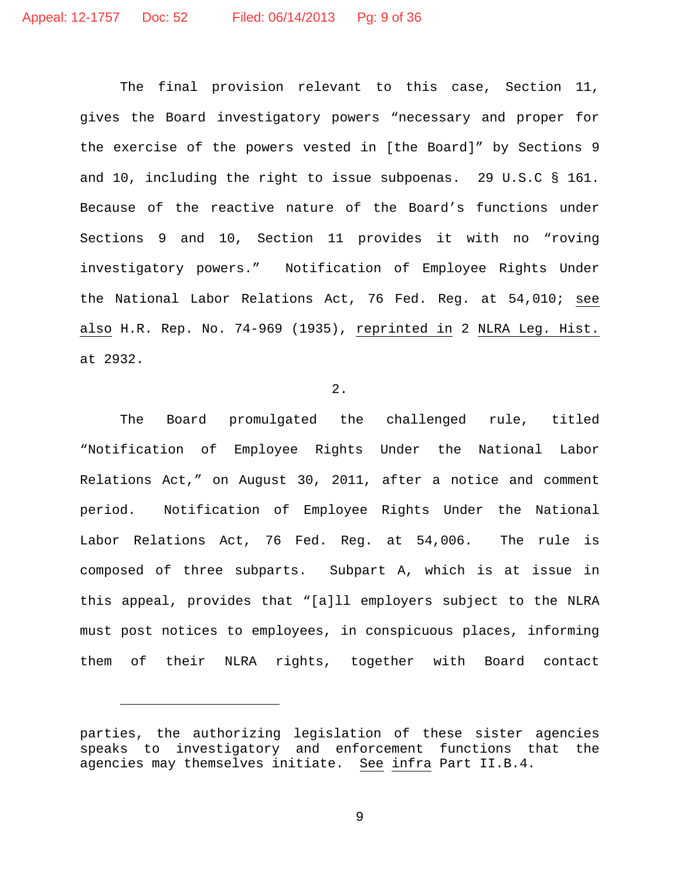The final provision relevant to this case, Section 11, gives the Board investigatory powers "necessary and proper for the exercise of the powers vested in [the Board]" by Sections 9 and 10, including the right to issue subpoenas. 29 U.S.C § 161. Because of the reactive nature of the Board's functions under Sections 9 and 10, Section 11 provides it with no "roving investigatory powers." Notification of Employee Rights Under the National Labor Relations Act, 76 Fed. Reg. at 54,010; see also H.R. Rep. No. 74-969 (1935), reprinted in 2 NLRA Leg. Hist. at 2932.

2.

The Board promulgated the challenged rule, titled "Notification of Employee Rights Under the National Labor Relations Act," on August 30, 2011, after a notice and comment period. Notification of Employee Rights Under the National Labor Relations Act, 76 Fed. Reg. at 54,006. The rule is composed of three subparts. Subpart A, which is at issue in this appeal, provides that "[a]ll employers subject to the NLRA must post notices to employees, in conspicuous places, informing them of their NLRA rights, together with Board contact

---

parties, the authorizing legislation of these sister agencies speaks to investigatory and enforcement functions that the agencies may themselves initiate. See infra Part II.B.4.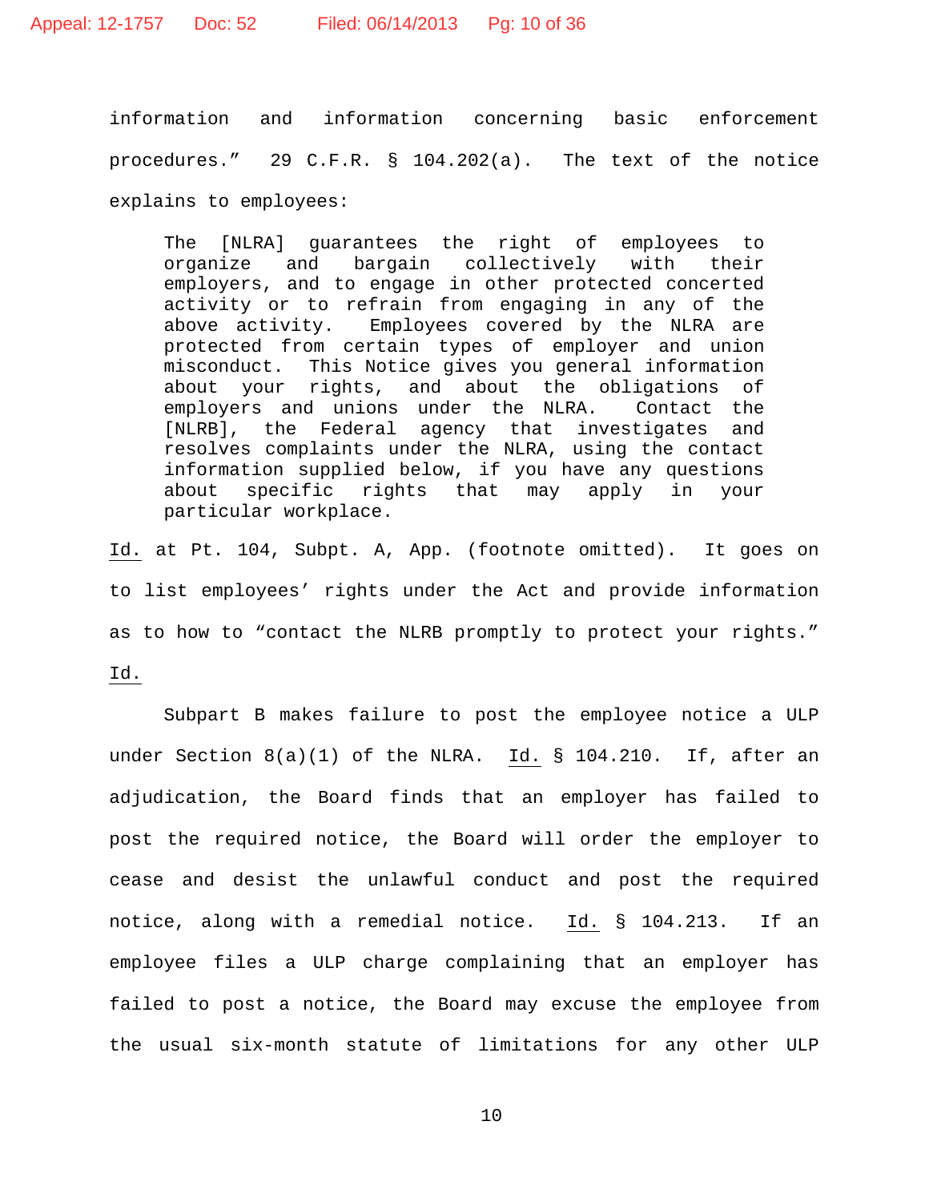information and information concerning basic enforcement procedures." 29 C.F.R. § 104.202(a). The text of the notice explains to employees:

> The [NLRA] guarantees the right of employees to organize and bargain collectively with their employers, and to engage in other protected concerted activity or to refrain from engaging in any of the above activity. Employees covered by the NLRA are protected from certain types of employer and union misconduct. This Notice gives you general information about your rights, and about the obligations of employers and unions under the NLRA. Contact the [NLRB], the Federal agency that investigates and resolves complaints under the NLRA, using the contact information supplied below, if you have any questions about specific rights that may apply in your particular workplace.

<u>Id.</u> at Pt. 104, Subpt. A, App. (footnote omitted). It goes on to list employees' rights under the Act and provide information as to how to "contact the NLRB promptly to protect your rights." <u>Id.</u>

Subpart B makes failure to post the employee notice a ULP under Section 8(a)(1) of the NLRA. <u>Id.</u> § 104.210. If, after an adjudication, the Board finds that an employer has failed to post the required notice, the Board will order the employer to cease and desist the unlawful conduct and post the required notice, along with a remedial notice. <u>Id.</u> § 104.213. If an employee files a ULP charge complaining that an employer has failed to post a notice, the Board may excuse the employee from the usual six-month statute of limitations for any other ULP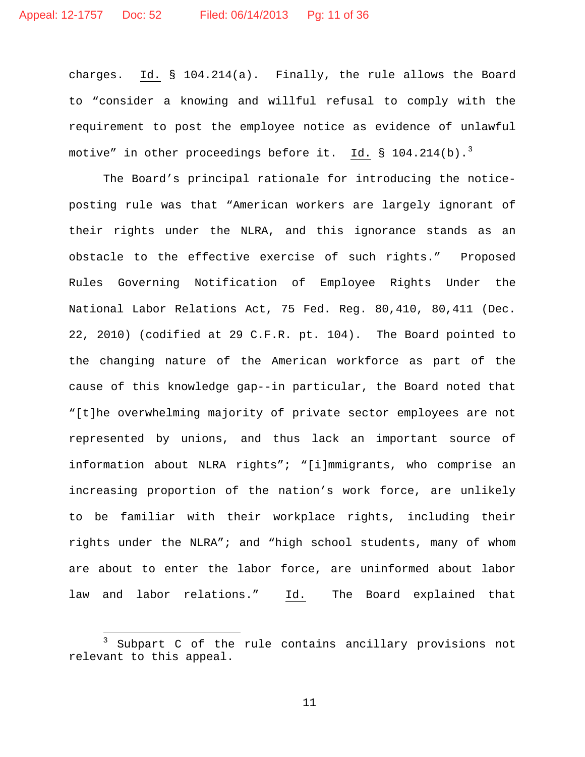charges. _Id._ § 104.214(a). Finally, the rule allows the Board to "consider a knowing and willful refusal to comply with the requirement to post the employee notice as evidence of unlawful motive" in other proceedings before it. _Id._ § 104.214(b).[3]

The Board's principal rationale for introducing the notice-posting rule was that "American workers are largely ignorant of their rights under the NLRA, and this ignorance stands as an obstacle to the effective exercise of such rights." Proposed Rules Governing Notification of Employee Rights Under the National Labor Relations Act, 75 Fed. Reg. 80,410, 80,411 (Dec. 22, 2010) (codified at 29 C.F.R. pt. 104). The Board pointed to the changing nature of the American workforce as part of the cause of this knowledge gap--in particular, the Board noted that "[t]he overwhelming majority of private sector employees are not represented by unions, and thus lack an important source of information about NLRA rights"; "[i]mmigrants, who comprise an increasing proportion of the nation's work force, are unlikely to be familiar with their workplace rights, including their rights under the NLRA"; and "high school students, many of whom are about to enter the labor force, are uninformed about labor law and labor relations." _Id._ The Board explained that

---

[3] Subpart C of the rule contains ancillary provisions not relevant to this appeal.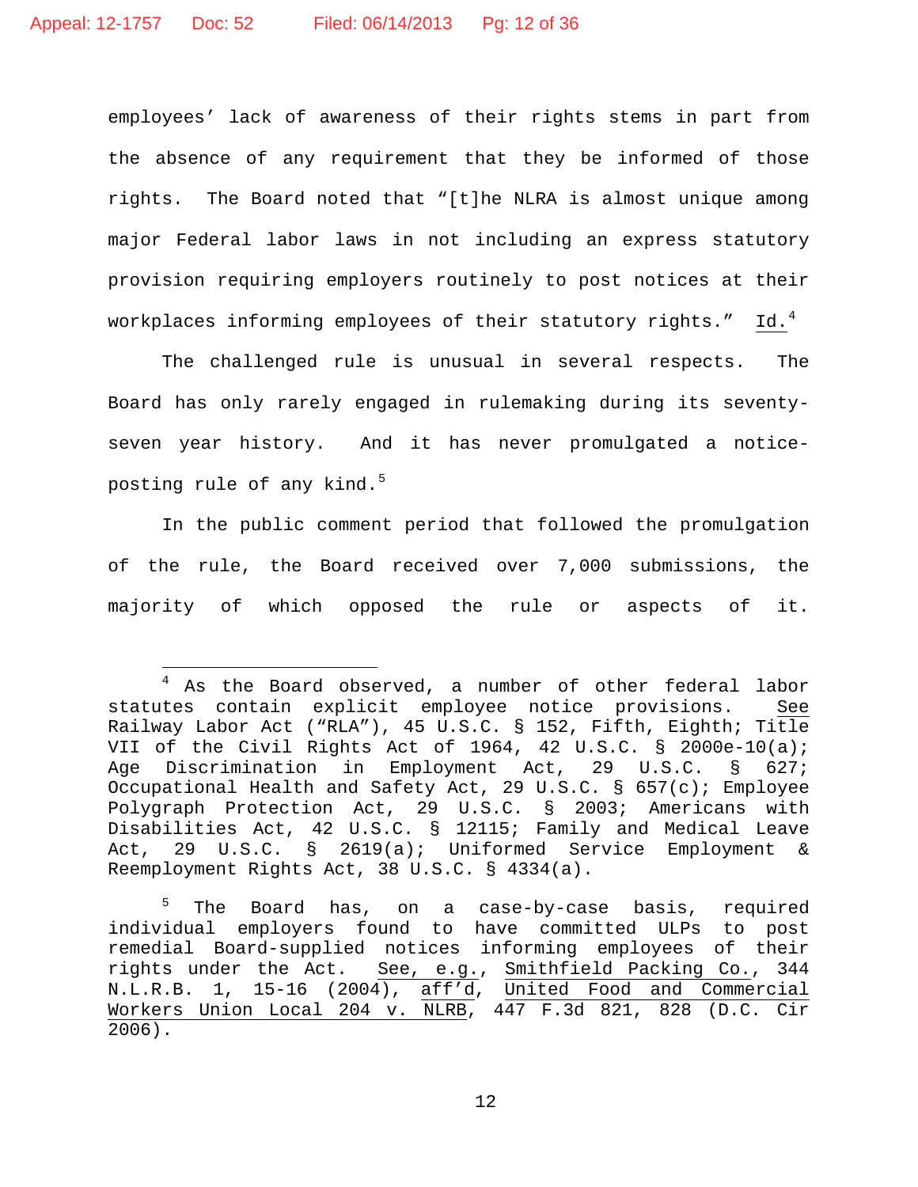employees' lack of awareness of their rights stems in part from the absence of any requirement that they be informed of those rights. The Board noted that "[t]he NLRA is almost unique among major Federal labor laws in not including an express statutory provision requiring employers routinely to post notices at their workplaces informing employees of their statutory rights." Id.[4]

The challenged rule is unusual in several respects. The Board has only rarely engaged in rulemaking during its seventy-seven year history. And it has never promulgated a notice-posting rule of any kind.[5]

In the public comment period that followed the promulgation of the rule, the Board received over 7,000 submissions, the majority of which opposed the rule or aspects of it.

---

[4] As the Board observed, a number of other federal labor statutes contain explicit employee notice provisions. See Railway Labor Act ("RLA"), 45 U.S.C. § 152, Fifth, Eighth; Title VII of the Civil Rights Act of 1964, 42 U.S.C. § 2000e-10(a); Age Discrimination in Employment Act, 29 U.S.C. § 627; Occupational Health and Safety Act, 29 U.S.C. § 657(c); Employee Polygraph Protection Act, 29 U.S.C. § 2003; Americans with Disabilities Act, 42 U.S.C. § 12115; Family and Medical Leave Act, 29 U.S.C. § 2619(a); Uniformed Service Employment & Reemployment Rights Act, 38 U.S.C. § 4334(a).

[5] The Board has, on a case-by-case basis, required individual employers found to have committed ULPs to post remedial Board-supplied notices informing employees of their rights under the Act. See, e.g., Smithfield Packing Co., 344 N.L.R.B. 1, 15-16 (2004), aff'd, United Food and Commercial Workers Union Local 204 v. NLRB, 447 F.3d 821, 828 (D.C. Cir 2006).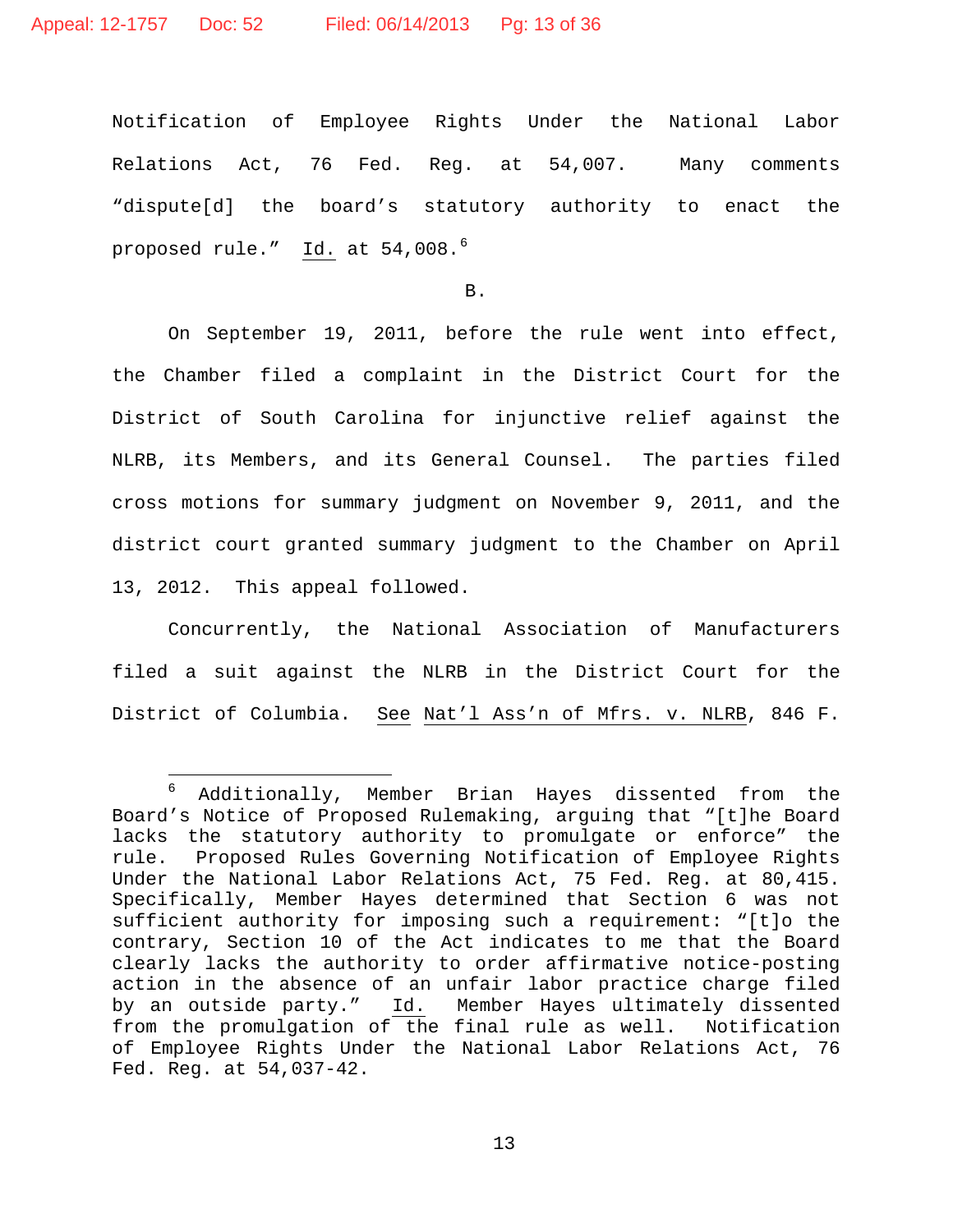Notification of Employee Rights Under the National Labor Relations Act, 76 Fed. Reg. at 54,007. Many comments "dispute[d] the board's statutory authority to enact the proposed rule." Id. at 54,008.[6]

B.

On September 19, 2011, before the rule went into effect, the Chamber filed a complaint in the District Court for the District of South Carolina for injunctive relief against the NLRB, its Members, and its General Counsel. The parties filed cross motions for summary judgment on November 9, 2011, and the district court granted summary judgment to the Chamber on April 13, 2012. This appeal followed.

Concurrently, the National Association of Manufacturers filed a suit against the NLRB in the District Court for the District of Columbia. See Nat'l Ass'n of Mfrs. v. NLRB, 846 F.

---

[6] Additionally, Member Brian Hayes dissented from the Board's Notice of Proposed Rulemaking, arguing that "[t]he Board lacks the statutory authority to promulgate or enforce" the rule. Proposed Rules Governing Notification of Employee Rights Under the National Labor Relations Act, 75 Fed. Reg. at 80,415. Specifically, Member Hayes determined that Section 6 was not sufficient authority for imposing such a requirement: "[t]o the contrary, Section 10 of the Act indicates to me that the Board clearly lacks the authority to order affirmative notice-posting action in the absence of an unfair labor practice charge filed by an outside party." Id. Member Hayes ultimately dissented from the promulgation of the final rule as well. Notification of Employee Rights Under the National Labor Relations Act, 76 Fed. Reg. at 54,037-42.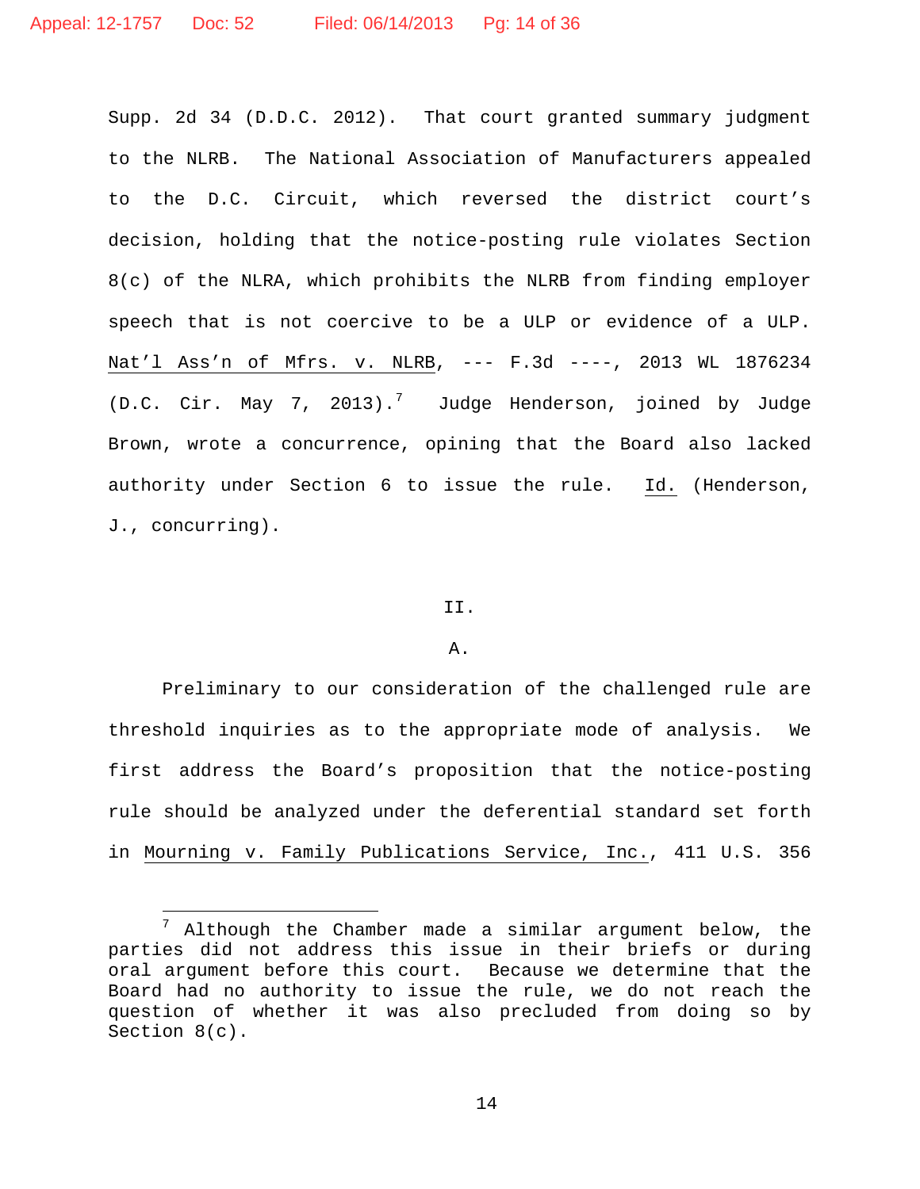Supp. 2d 34 (D.D.C. 2012). That court granted summary judgment to the NLRB. The National Association of Manufacturers appealed to the D.C. Circuit, which reversed the district court's decision, holding that the notice-posting rule violates Section 8(c) of the NLRA, which prohibits the NLRB from finding employer speech that is not coercive to be a ULP or evidence of a ULP. Nat'l Ass'n of Mfrs. v. NLRB, --- F.3d ----, 2013 WL 1876234 (D.C. Cir. May 7, 2013).[7] Judge Henderson, joined by Judge Brown, wrote a concurrence, opining that the Board also lacked authority under Section 6 to issue the rule. Id. (Henderson, J., concurring).

## II.

### A.

Preliminary to our consideration of the challenged rule are threshold inquiries as to the appropriate mode of analysis. We first address the Board's proposition that the notice-posting rule should be analyzed under the deferential standard set forth in Mourning v. Family Publications Service, Inc., 411 U.S. 356

---

[7] Although the Chamber made a similar argument below, the parties did not address this issue in their briefs or during oral argument before this court. Because we determine that the Board had no authority to issue the rule, we do not reach the question of whether it was also precluded from doing so by Section 8(c).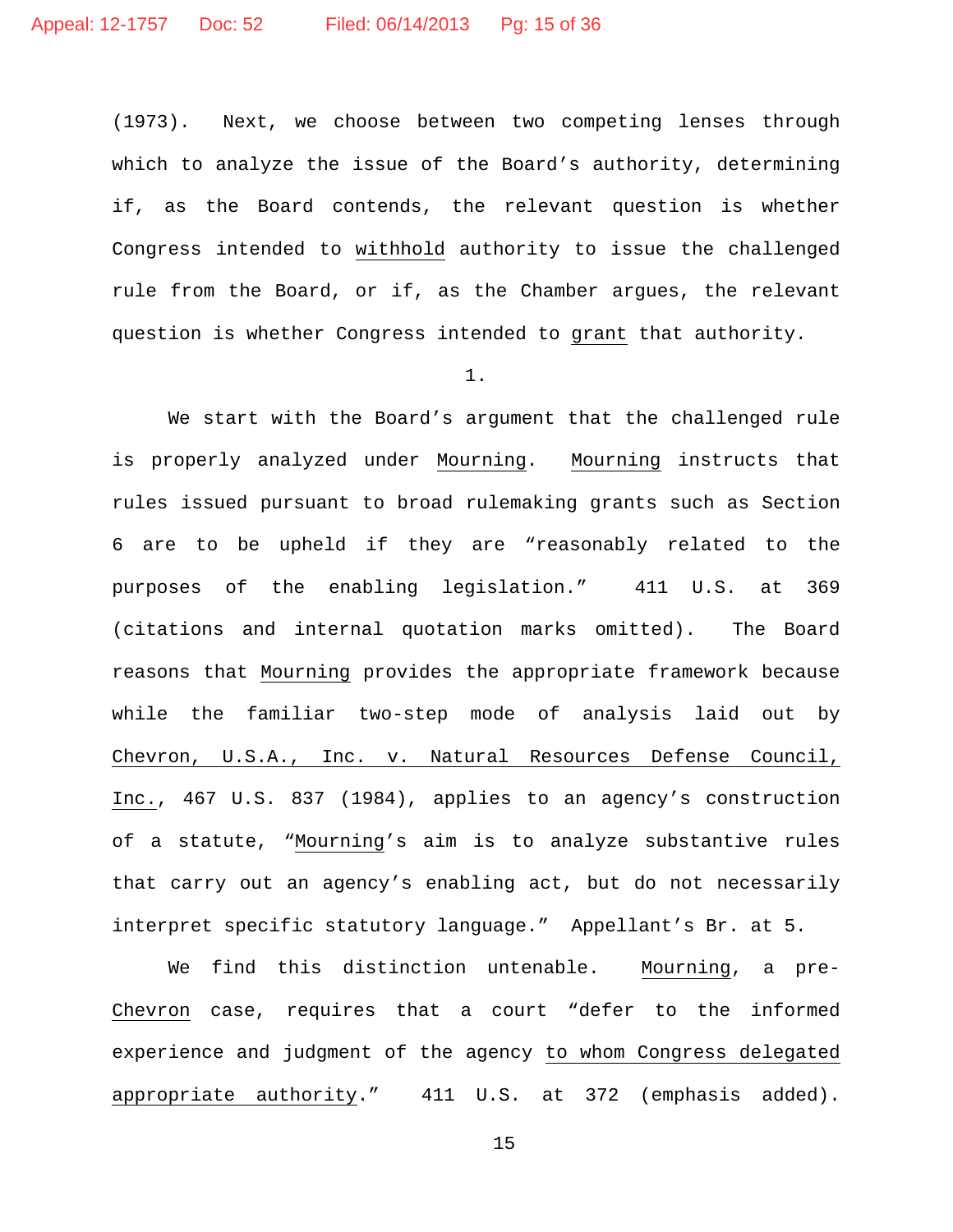(1973). Next, we choose between two competing lenses through which to analyze the issue of the Board's authority, determining if, as the Board contends, the relevant question is whether Congress intended to withhold authority to issue the challenged rule from the Board, or if, as the Chamber argues, the relevant question is whether Congress intended to grant that authority.

1.

We start with the Board's argument that the challenged rule is properly analyzed under *Mourning*. *Mourning* instructs that rules issued pursuant to broad rulemaking grants such as Section 6 are to be upheld if they are "reasonably related to the purposes of the enabling legislation." 411 U.S. at 369 (citations and internal quotation marks omitted). The Board reasons that *Mourning* provides the appropriate framework because while the familiar two-step mode of analysis laid out by *Chevron, U.S.A., Inc. v. Natural Resources Defense Council, Inc.*, 467 U.S. 837 (1984), applies to an agency's construction of a statute, "*Mourning*'s aim is to analyze substantive rules that carry out an agency's enabling act, but do not necessarily interpret specific statutory language." Appellant's Br. at 5.

We find this distinction untenable. *Mourning*, a pre-*Chevron* case, requires that a court "defer to the informed experience and judgment of the agency to whom Congress delegated appropriate authority." 411 U.S. at 372 (emphasis added).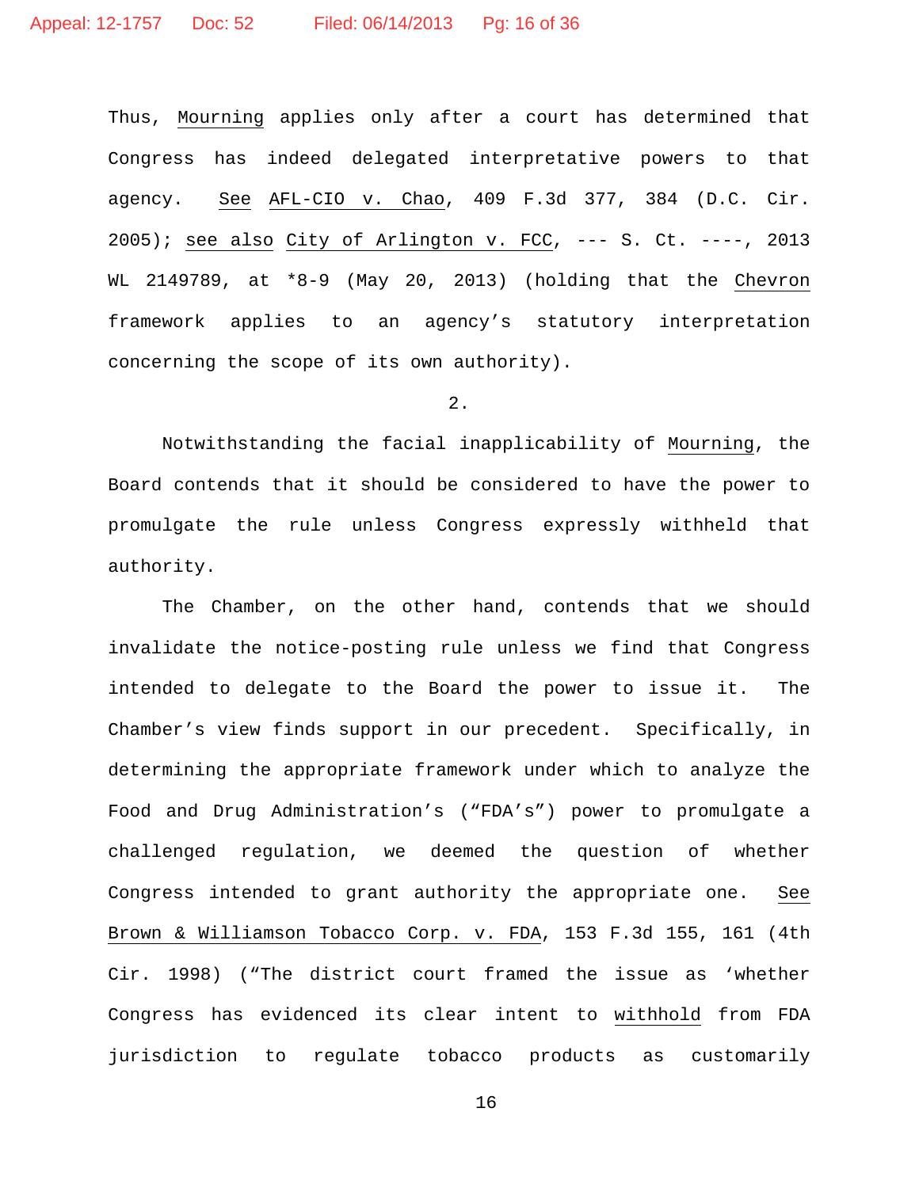Thus, Mourning applies only after a court has determined that Congress has indeed delegated interpretative powers to that agency. See AFL-CIO v. Chao, 409 F.3d 377, 384 (D.C. Cir. 2005); see also City of Arlington v. FCC, --- S. Ct. ----, 2013 WL 2149789, at *8-9 (May 20, 2013) (holding that the Chevron framework applies to an agency's statutory interpretation concerning the scope of its own authority).

2.

Notwithstanding the facial inapplicability of Mourning, the Board contends that it should be considered to have the power to promulgate the rule unless Congress expressly withheld that authority.

The Chamber, on the other hand, contends that we should invalidate the notice-posting rule unless we find that Congress intended to delegate to the Board the power to issue it. The Chamber's view finds support in our precedent. Specifically, in determining the appropriate framework under which to analyze the Food and Drug Administration's ("FDA's") power to promulgate a challenged regulation, we deemed the question of whether Congress intended to grant authority the appropriate one. See Brown & Williamson Tobacco Corp. v. FDA, 153 F.3d 155, 161 (4th Cir. 1998) ("The district court framed the issue as 'whether Congress has evidenced its clear intent to withhold from FDA jurisdiction to regulate tobacco products as customarily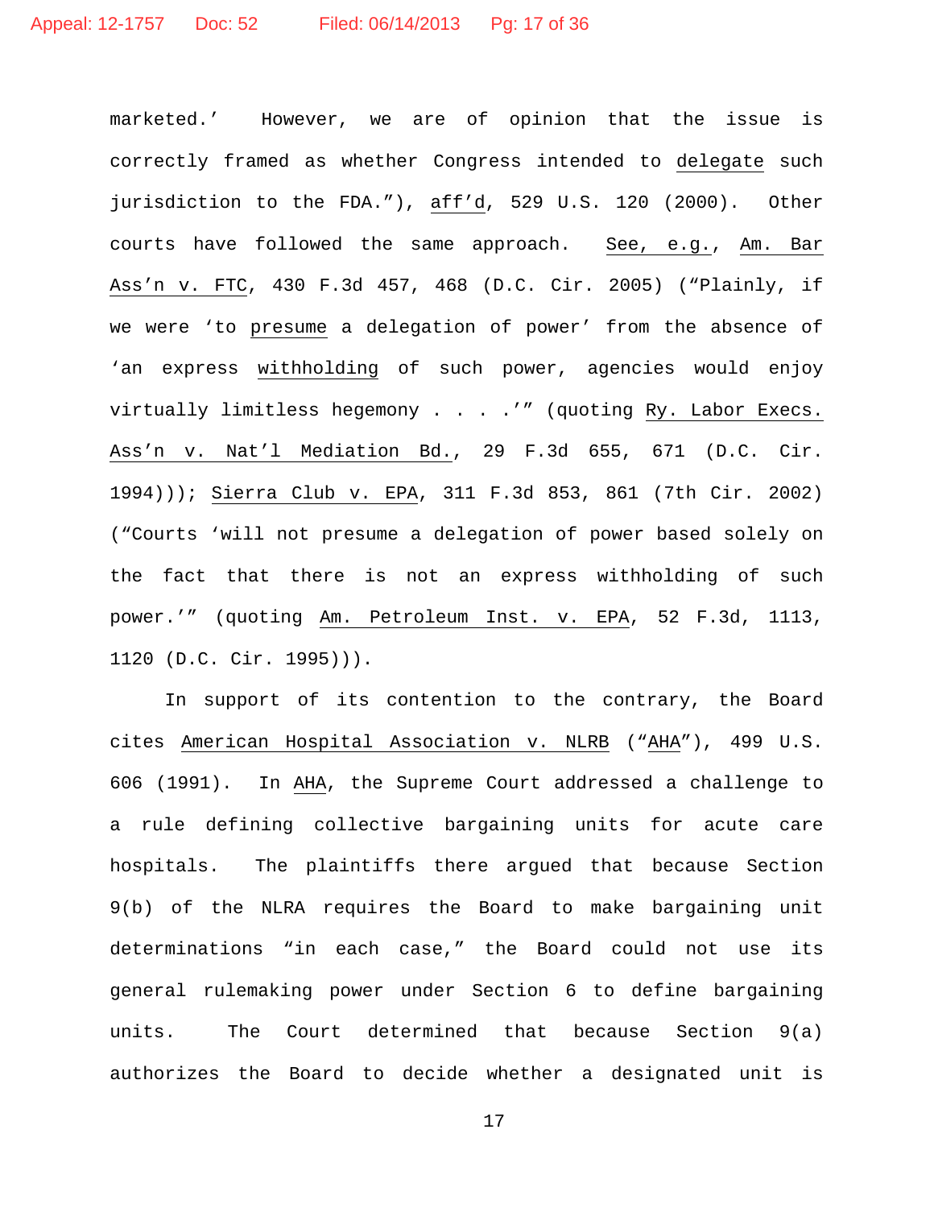marketed.' However, we are of opinion that the issue is correctly framed as whether Congress intended to delegate such jurisdiction to the FDA."), aff'd, 529 U.S. 120 (2000). Other courts have followed the same approach. See, e.g., Am. Bar Ass'n v. FTC, 430 F.3d 457, 468 (D.C. Cir. 2005) ("Plainly, if we were 'to presume a delegation of power' from the absence of 'an express withholding of such power, agencies would enjoy virtually limitless hegemony . . . .'" (quoting Ry. Labor Execs. Ass'n v. Nat'l Mediation Bd., 29 F.3d 655, 671 (D.C. Cir. 1994))); Sierra Club v. EPA, 311 F.3d 853, 861 (7th Cir. 2002) ("Courts 'will not presume a delegation of power based solely on the fact that there is not an express withholding of such power.'" (quoting Am. Petroleum Inst. v. EPA, 52 F.3d, 1113, 1120 (D.C. Cir. 1995))).

In support of its contention to the contrary, the Board cites American Hospital Association v. NLRB ("AHA"), 499 U.S. 606 (1991). In AHA, the Supreme Court addressed a challenge to a rule defining collective bargaining units for acute care hospitals. The plaintiffs there argued that because Section 9(b) of the NLRA requires the Board to make bargaining unit determinations "in each case," the Board could not use its general rulemaking power under Section 6 to define bargaining units. The Court determined that because Section 9(a) authorizes the Board to decide whether a designated unit is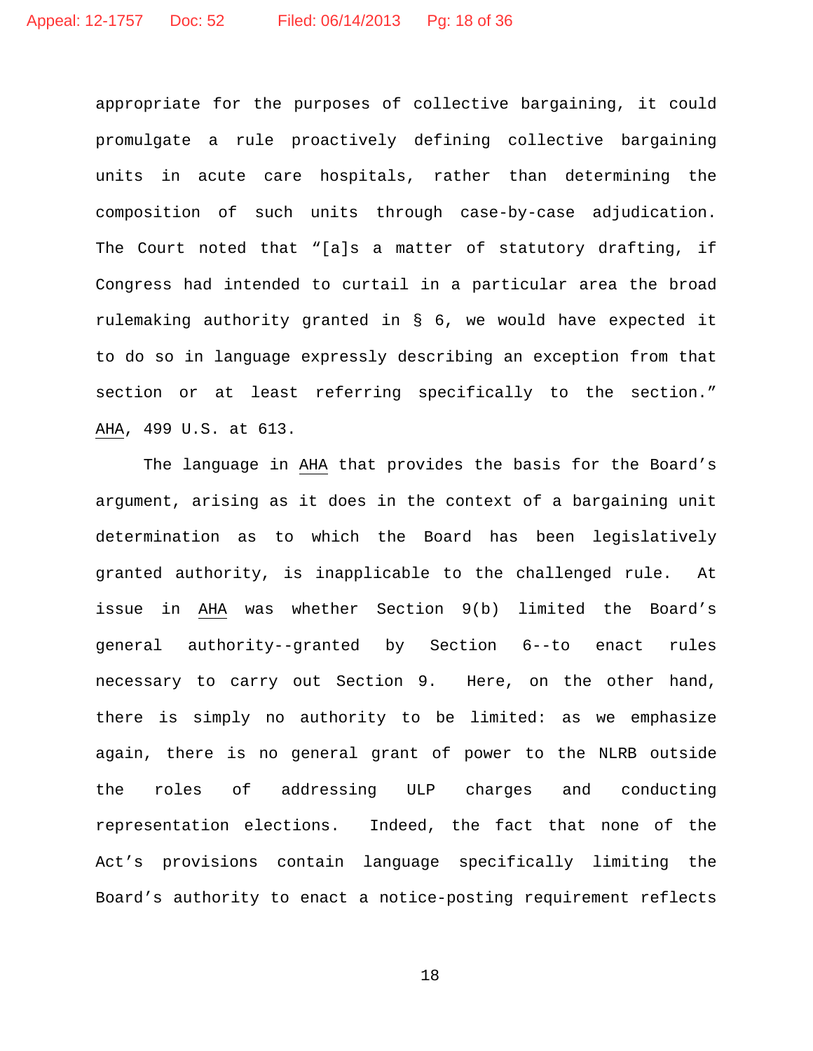appropriate for the purposes of collective bargaining, it could promulgate a rule proactively defining collective bargaining units in acute care hospitals, rather than determining the composition of such units through case-by-case adjudication. The Court noted that "[a]s a matter of statutory drafting, if Congress had intended to curtail in a particular area the broad rulemaking authority granted in § 6, we would have expected it to do so in language expressly describing an exception from that section or at least referring specifically to the section." AHA, 499 U.S. at 613.

The language in AHA that provides the basis for the Board's argument, arising as it does in the context of a bargaining unit determination as to which the Board has been legislatively granted authority, is inapplicable to the challenged rule. At issue in AHA was whether Section 9(b) limited the Board's general authority--granted by Section 6--to enact rules necessary to carry out Section 9. Here, on the other hand, there is simply no authority to be limited: as we emphasize again, there is no general grant of power to the NLRB outside the roles of addressing ULP charges and conducting representation elections. Indeed, the fact that none of the Act's provisions contain language specifically limiting the Board's authority to enact a notice-posting requirement reflects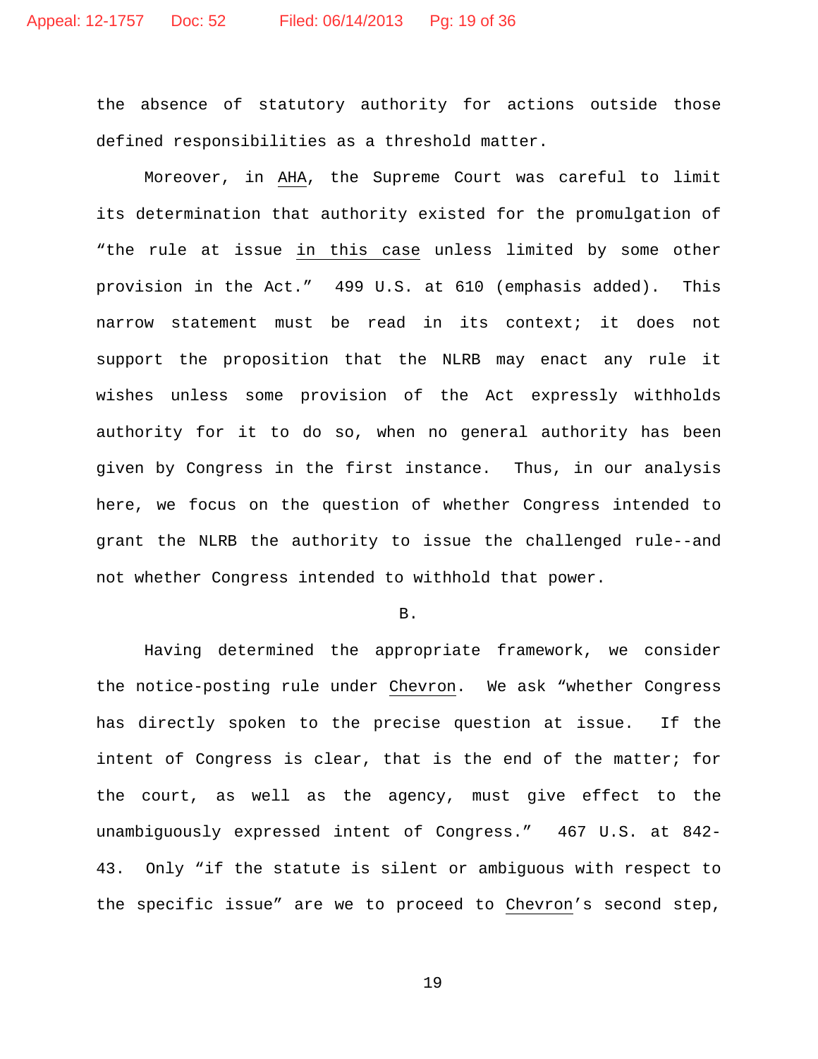the absence of statutory authority for actions outside those defined responsibilities as a threshold matter.

Moreover, in AHA, the Supreme Court was careful to limit its determination that authority existed for the promulgation of "the rule at issue in this case unless limited by some other provision in the Act." 499 U.S. at 610 (emphasis added). This narrow statement must be read in its context; it does not support the proposition that the NLRB may enact any rule it wishes unless some provision of the Act expressly withholds authority for it to do so, when no general authority has been given by Congress in the first instance. Thus, in our analysis here, we focus on the question of whether Congress intended to grant the NLRB the authority to issue the challenged rule--and not whether Congress intended to withhold that power.

B.

Having determined the appropriate framework, we consider the notice-posting rule under Chevron. We ask "whether Congress has directly spoken to the precise question at issue. If the intent of Congress is clear, that is the end of the matter; for the court, as well as the agency, must give effect to the unambiguously expressed intent of Congress." 467 U.S. at 842-43. Only "if the statute is silent or ambiguous with respect to the specific issue" are we to proceed to Chevron's second step,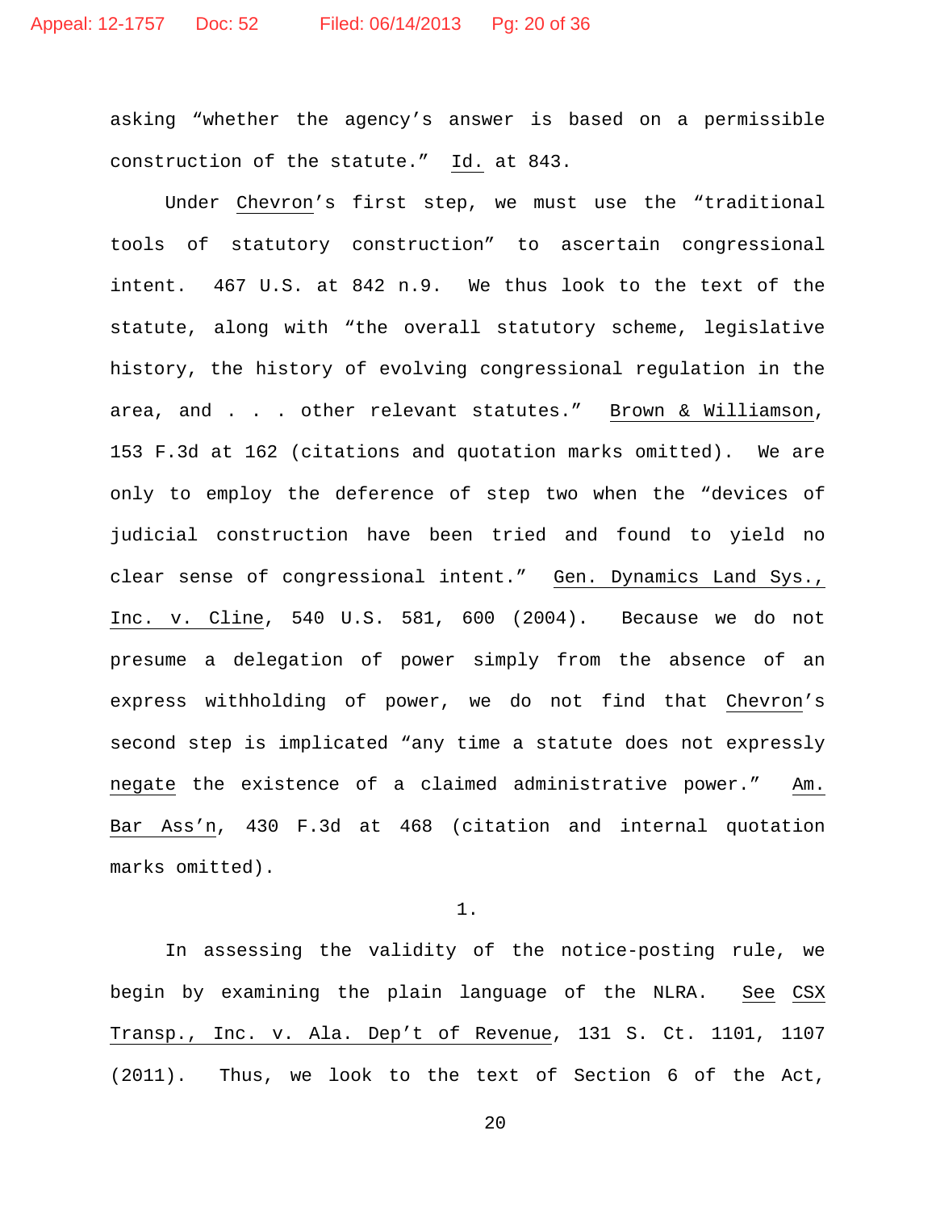asking "whether the agency's answer is based on a permissible construction of the statute." Id. at 843.

Under Chevron's first step, we must use the "traditional tools of statutory construction" to ascertain congressional intent. 467 U.S. at 842 n.9. We thus look to the text of the statute, along with "the overall statutory scheme, legislative history, the history of evolving congressional regulation in the area, and . . . other relevant statutes." Brown & Williamson, 153 F.3d at 162 (citations and quotation marks omitted). We are only to employ the deference of step two when the "devices of judicial construction have been tried and found to yield no clear sense of congressional intent." Gen. Dynamics Land Sys., Inc. v. Cline, 540 U.S. 581, 600 (2004). Because we do not presume a delegation of power simply from the absence of an express withholding of power, we do not find that Chevron's second step is implicated "any time a statute does not expressly negate the existence of a claimed administrative power." Am. Bar Ass'n, 430 F.3d at 468 (citation and internal quotation marks omitted).

1.

In assessing the validity of the notice-posting rule, we begin by examining the plain language of the NLRA. See CSX Transp., Inc. v. Ala. Dep't of Revenue, 131 S. Ct. 1101, 1107 (2011). Thus, we look to the text of Section 6 of the Act,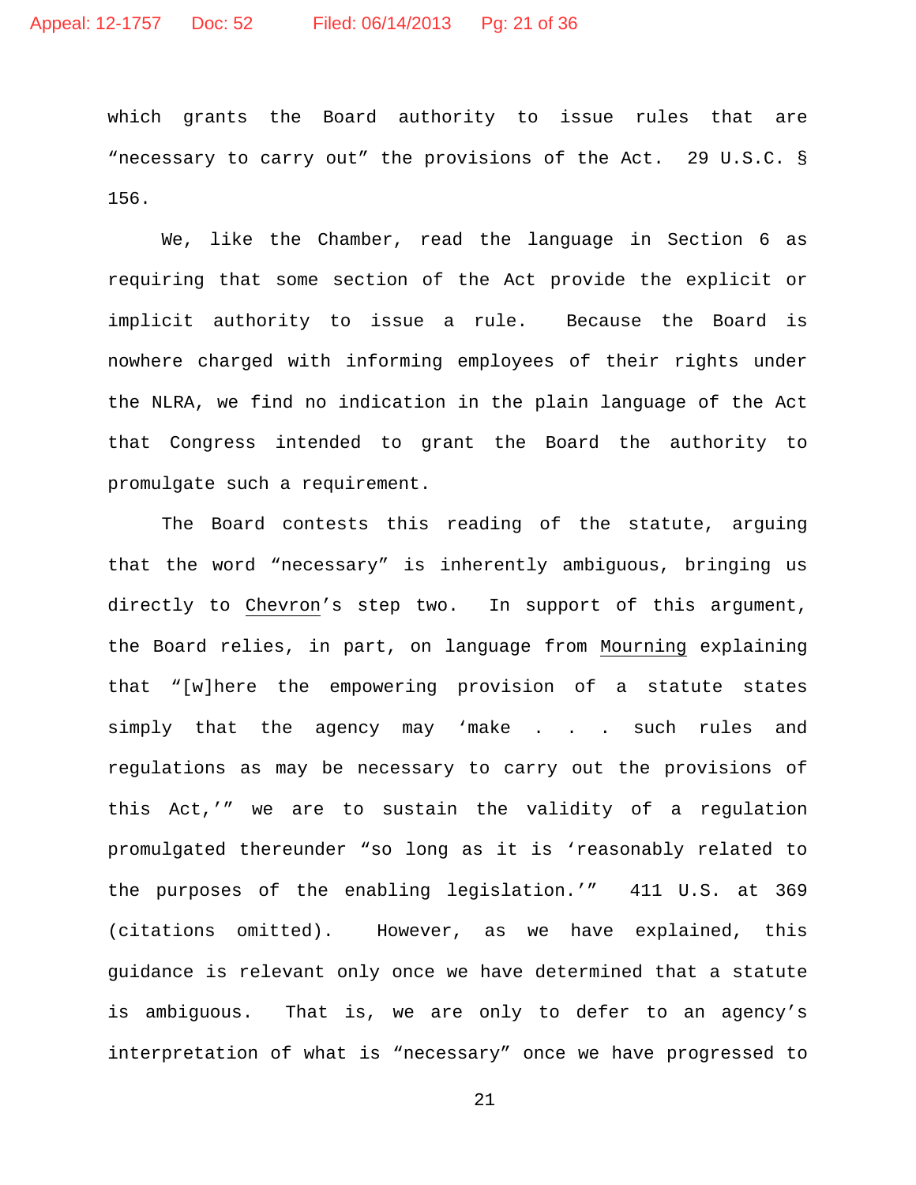which grants the Board authority to issue rules that are "necessary to carry out" the provisions of the Act. 29 U.S.C. § 156.

We, like the Chamber, read the language in Section 6 as requiring that some section of the Act provide the explicit or implicit authority to issue a rule. Because the Board is nowhere charged with informing employees of their rights under the NLRA, we find no indication in the plain language of the Act that Congress intended to grant the Board the authority to promulgate such a requirement.

The Board contests this reading of the statute, arguing that the word "necessary" is inherently ambiguous, bringing us directly to <u>Chevron</u>'s step two. In support of this argument, the Board relies, in part, on language from <u>Mourning</u> explaining that "[w]here the empowering provision of a statute states simply that the agency may 'make . . . such rules and regulations as may be necessary to carry out the provisions of this Act,'" we are to sustain the validity of a regulation promulgated thereunder "so long as it is 'reasonably related to the purposes of the enabling legislation.'" 411 U.S. at 369 (citations omitted). However, as we have explained, this guidance is relevant only once we have determined that a statute is ambiguous. That is, we are only to defer to an agency's interpretation of what is "necessary" once we have progressed to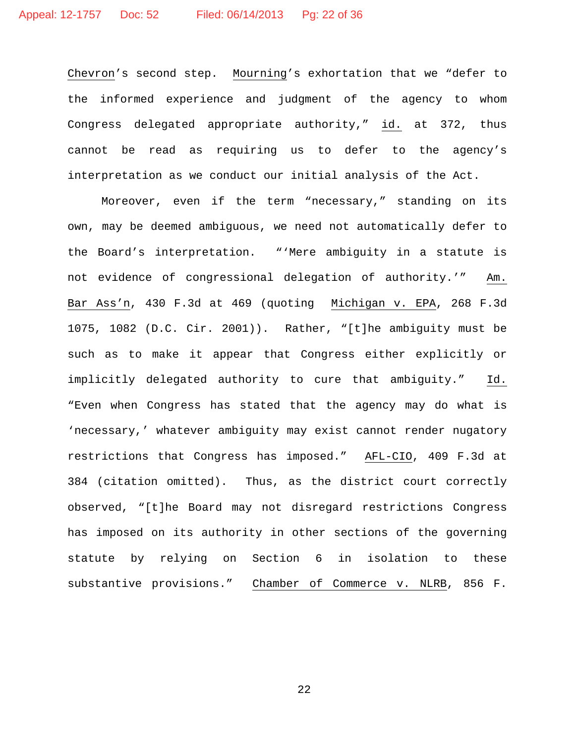Chevron's second step. Mourning's exhortation that we "defer to the informed experience and judgment of the agency to whom Congress delegated appropriate authority," id. at 372, thus cannot be read as requiring us to defer to the agency's interpretation as we conduct our initial analysis of the Act.

Moreover, even if the term "necessary," standing on its own, may be deemed ambiguous, we need not automatically defer to the Board's interpretation. "'Mere ambiguity in a statute is not evidence of congressional delegation of authority.'" Am. Bar Ass'n, 430 F.3d at 469 (quoting Michigan v. EPA, 268 F.3d 1075, 1082 (D.C. Cir. 2001)). Rather, "[t]he ambiguity must be such as to make it appear that Congress either explicitly or implicitly delegated authority to cure that ambiguity." Id. "Even when Congress has stated that the agency may do what is 'necessary,' whatever ambiguity may exist cannot render nugatory restrictions that Congress has imposed." AFL-CIO, 409 F.3d at 384 (citation omitted). Thus, as the district court correctly observed, "[t]he Board may not disregard restrictions Congress has imposed on its authority in other sections of the governing statute by relying on Section 6 in isolation to these substantive provisions." Chamber of Commerce v. NLRB, 856 F.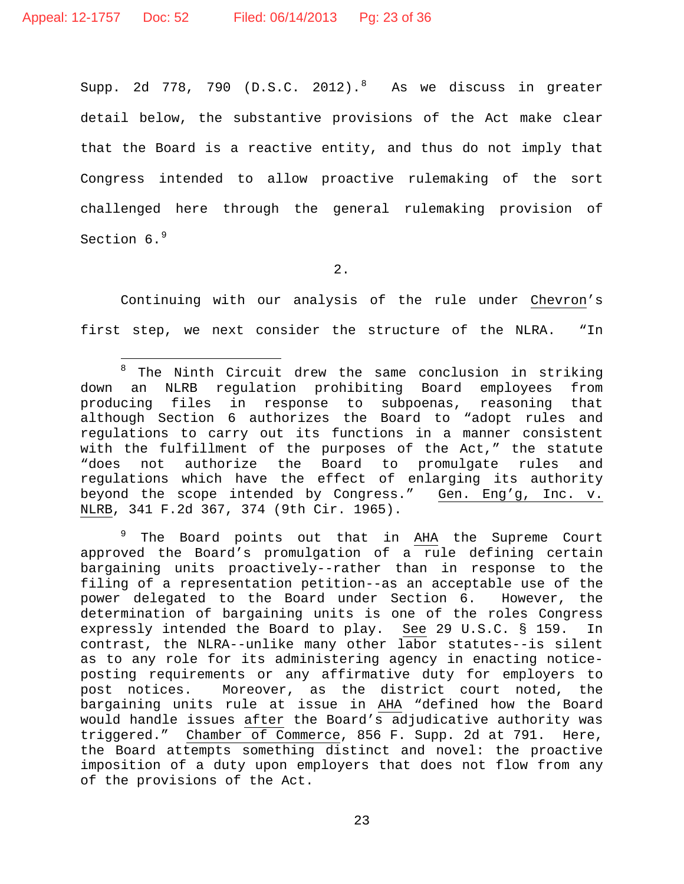Supp. 2d 778, 790 (D.S.C. 2012).[8] As we discuss in greater detail below, the substantive provisions of the Act make clear that the Board is a reactive entity, and thus do not imply that Congress intended to allow proactive rulemaking of the sort challenged here through the general rulemaking provision of Section 6.[9]

2.

Continuing with our analysis of the rule under Chevron's first step, we next consider the structure of the NLRA. "In

---

[8] The Ninth Circuit drew the same conclusion in striking down an NLRB regulation prohibiting Board employees from producing files in response to subpoenas, reasoning that although Section 6 authorizes the Board to "adopt rules and regulations to carry out its functions in a manner consistent with the fulfillment of the purposes of the Act," the statute "does not authorize the Board to promulgate rules and regulations which have the effect of enlarging its authority beyond the scope intended by Congress." Gen. Eng'g, Inc. v. NLRB, 341 F.2d 367, 374 (9th Cir. 1965).

[9] The Board points out that in AHA the Supreme Court approved the Board's promulgation of a rule defining certain bargaining units proactively--rather than in response to the filing of a representation petition--as an acceptable use of the power delegated to the Board under Section 6. However, the determination of bargaining units is one of the roles Congress expressly intended the Board to play. See 29 U.S.C. § 159. In contrast, the NLRA--unlike many other labor statutes--is silent as to any role for its administering agency in enacting notice-posting requirements or any affirmative duty for employers to post notices. Moreover, as the district court noted, the bargaining units rule at issue in AHA "defined how the Board would handle issues after the Board's adjudicative authority was triggered." Chamber of Commerce, 856 F. Supp. 2d at 791. Here, the Board attempts something distinct and novel: the proactive imposition of a duty upon employers that does not flow from any of the provisions of the Act.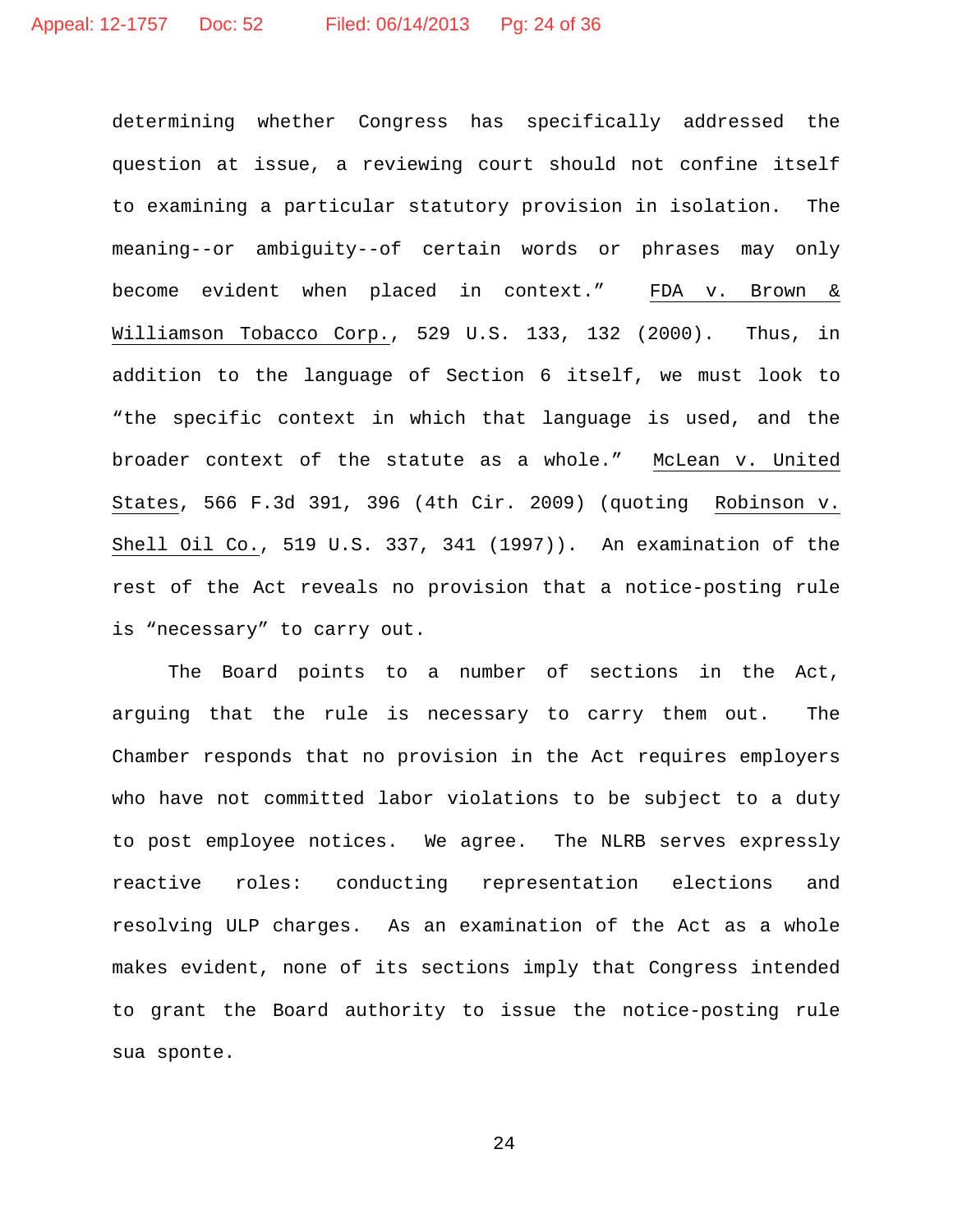determining whether Congress has specifically addressed the question at issue, a reviewing court should not confine itself to examining a particular statutory provision in isolation. The meaning--or ambiguity--of certain words or phrases may only become evident when placed in context." FDA v. Brown & Williamson Tobacco Corp., 529 U.S. 133, 132 (2000). Thus, in addition to the language of Section 6 itself, we must look to "the specific context in which that language is used, and the broader context of the statute as a whole." McLean v. United States, 566 F.3d 391, 396 (4th Cir. 2009) (quoting Robinson v. Shell Oil Co., 519 U.S. 337, 341 (1997)). An examination of the rest of the Act reveals no provision that a notice-posting rule is "necessary" to carry out.

The Board points to a number of sections in the Act, arguing that the rule is necessary to carry them out. The Chamber responds that no provision in the Act requires employers who have not committed labor violations to be subject to a duty to post employee notices. We agree. The NLRB serves expressly reactive roles: conducting representation elections and resolving ULP charges. As an examination of the Act as a whole makes evident, none of its sections imply that Congress intended to grant the Board authority to issue the notice-posting rule sua sponte.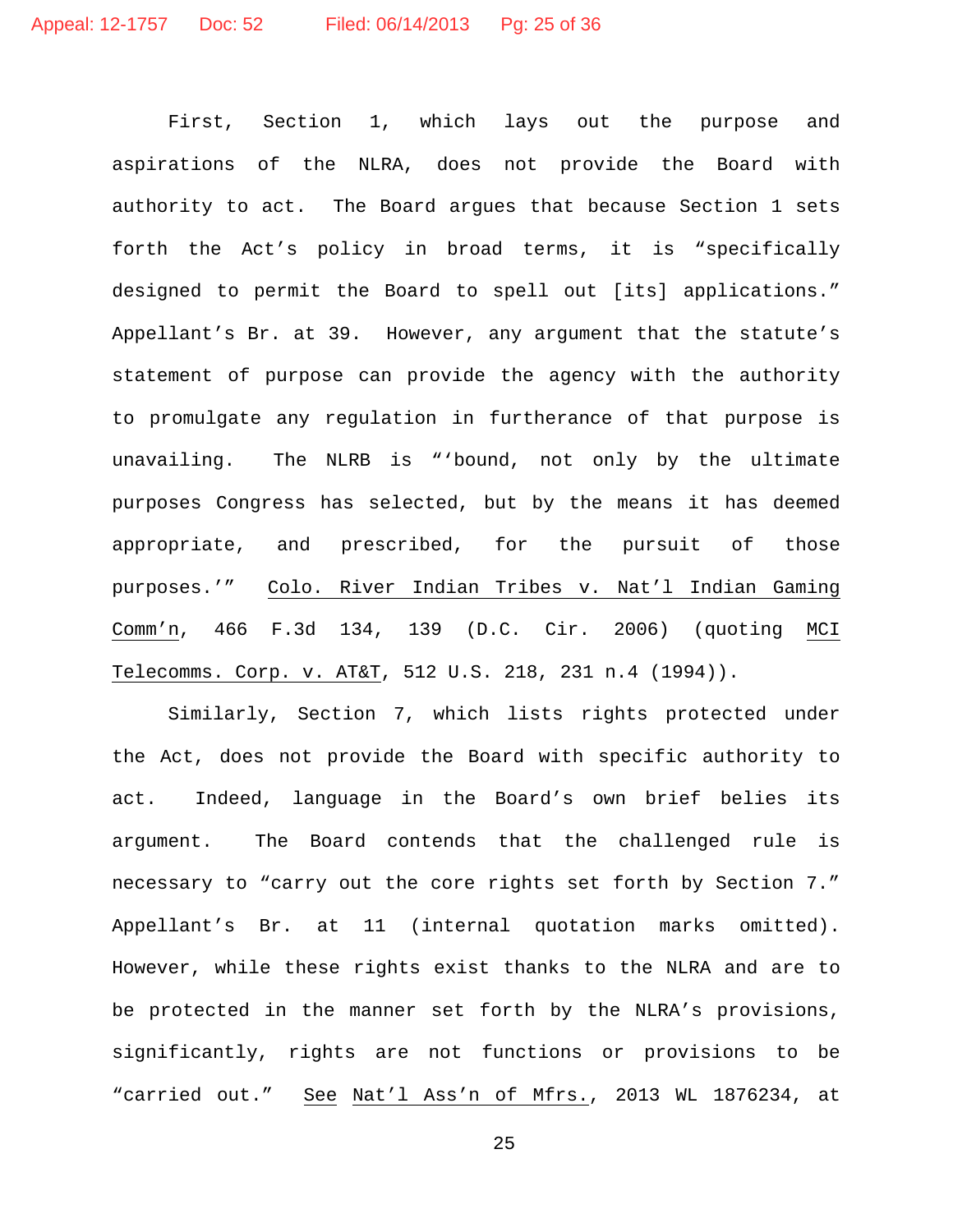First, Section 1, which lays out the purpose and aspirations of the NLRA, does not provide the Board with authority to act. The Board argues that because Section 1 sets forth the Act's policy in broad terms, it is "specifically designed to permit the Board to spell out [its] applications." Appellant's Br. at 39. However, any argument that the statute's statement of purpose can provide the agency with the authority to promulgate any regulation in furtherance of that purpose is unavailing. The NLRB is "'bound, not only by the ultimate purposes Congress has selected, but by the means it has deemed appropriate, and prescribed, for the pursuit of those purposes.'" Colo. River Indian Tribes v. Nat'l Indian Gaming Comm'n, 466 F.3d 134, 139 (D.C. Cir. 2006) (quoting MCI Telecomms. Corp. v. AT&T, 512 U.S. 218, 231 n.4 (1994)).

Similarly, Section 7, which lists rights protected under the Act, does not provide the Board with specific authority to act. Indeed, language in the Board's own brief belies its argument. The Board contends that the challenged rule is necessary to "carry out the core rights set forth by Section 7." Appellant's Br. at 11 (internal quotation marks omitted). However, while these rights exist thanks to the NLRA and are to be protected in the manner set forth by the NLRA's provisions, significantly, rights are not functions or provisions to be "carried out." See Nat'l Ass'n of Mfrs., 2013 WL 1876234, at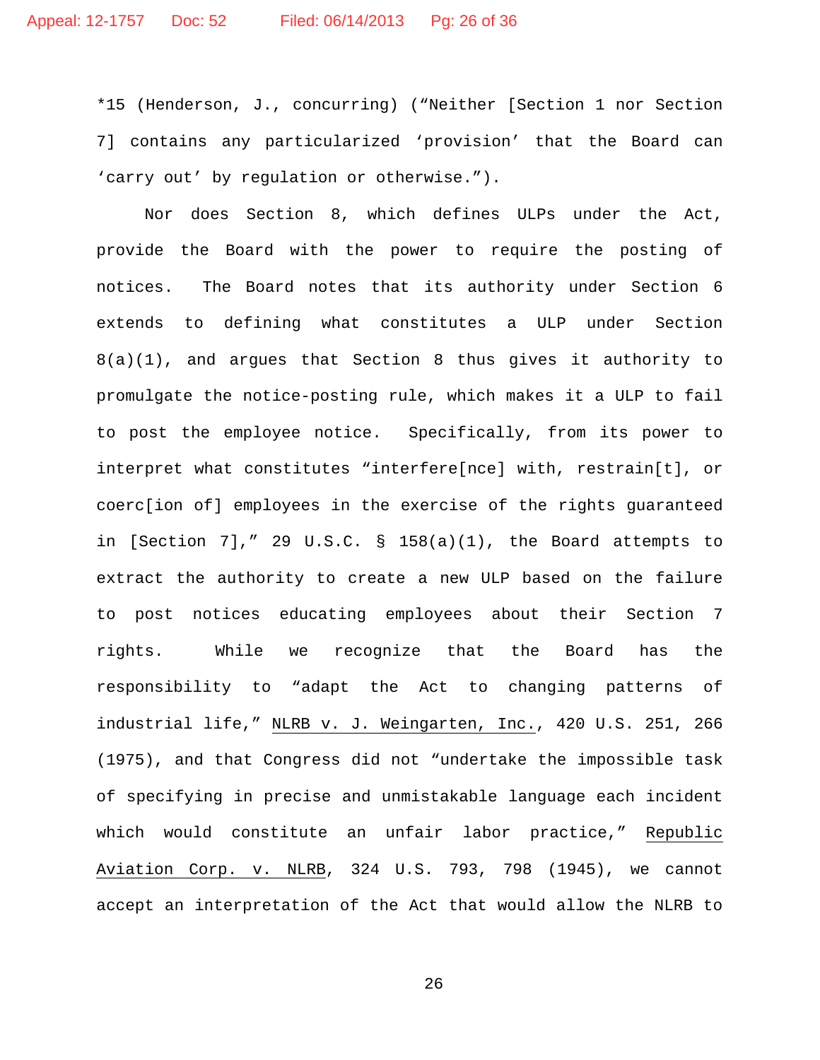*15 (Henderson, J., concurring) ("Neither [Section 1 nor Section 7] contains any particularized 'provision' that the Board can 'carry out' by regulation or otherwise.").

Nor does Section 8, which defines ULPs under the Act, provide the Board with the power to require the posting of notices. The Board notes that its authority under Section 6 extends to defining what constitutes a ULP under Section 8(a)(1), and argues that Section 8 thus gives it authority to promulgate the notice-posting rule, which makes it a ULP to fail to post the employee notice. Specifically, from its power to interpret what constitutes "interfere[nce] with, restrain[t], or coerc[ion of] employees in the exercise of the rights guaranteed in [Section 7]," 29 U.S.C. § 158(a)(1), the Board attempts to extract the authority to create a new ULP based on the failure to post notices educating employees about their Section 7 rights. While we recognize that the Board has the responsibility to "adapt the Act to changing patterns of industrial life," NLRB v. J. Weingarten, Inc., 420 U.S. 251, 266 (1975), and that Congress did not "undertake the impossible task of specifying in precise and unmistakable language each incident which would constitute an unfair labor practice," Republic Aviation Corp. v. NLRB, 324 U.S. 793, 798 (1945), we cannot accept an interpretation of the Act that would allow the NLRB to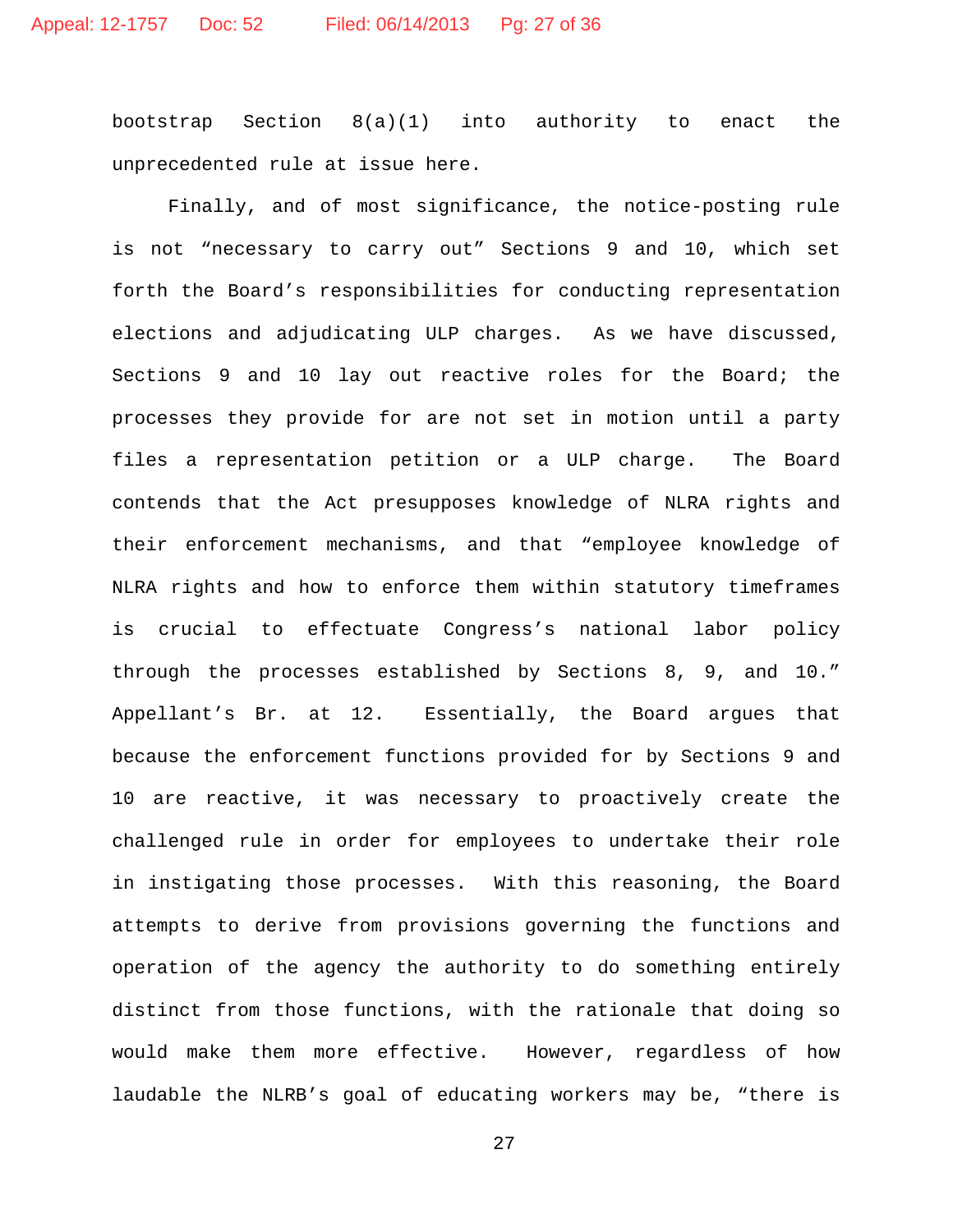bootstrap Section 8(a)(1) into authority to enact the unprecedented rule at issue here.

Finally, and of most significance, the notice-posting rule is not "necessary to carry out" Sections 9 and 10, which set forth the Board's responsibilities for conducting representation elections and adjudicating ULP charges. As we have discussed, Sections 9 and 10 lay out reactive roles for the Board; the processes they provide for are not set in motion until a party files a representation petition or a ULP charge. The Board contends that the Act presupposes knowledge of NLRA rights and their enforcement mechanisms, and that "employee knowledge of NLRA rights and how to enforce them within statutory timeframes is crucial to effectuate Congress's national labor policy through the processes established by Sections 8, 9, and 10." Appellant's Br. at 12. Essentially, the Board argues that because the enforcement functions provided for by Sections 9 and 10 are reactive, it was necessary to proactively create the challenged rule in order for employees to undertake their role in instigating those processes. With this reasoning, the Board attempts to derive from provisions governing the functions and operation of the agency the authority to do something entirely distinct from those functions, with the rationale that doing so would make them more effective. However, regardless of how laudable the NLRB's goal of educating workers may be, "there is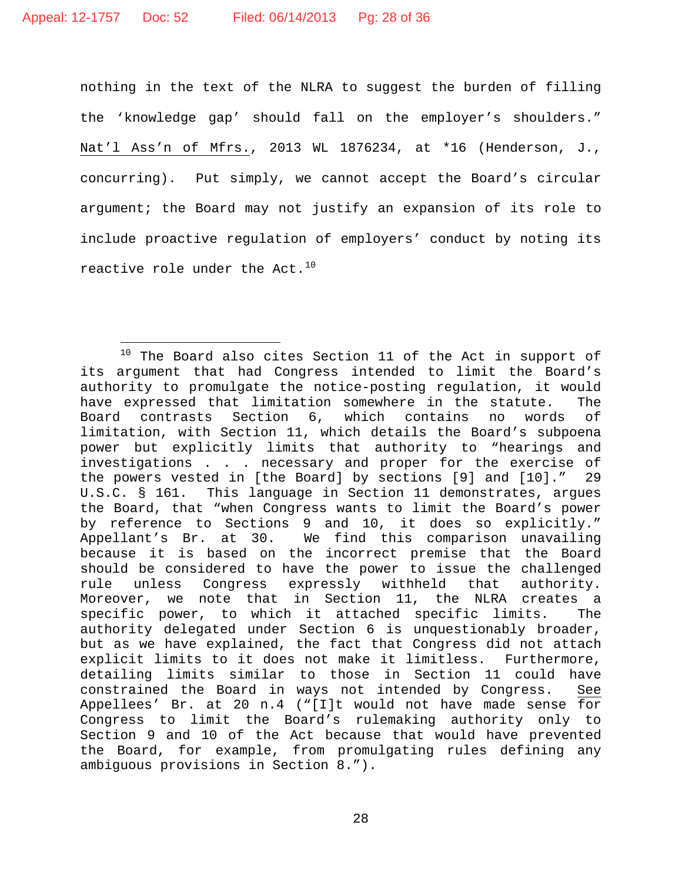nothing in the text of the NLRA to suggest the burden of filling the 'knowledge gap' should fall on the employer's shoulders." Nat'l Ass'n of Mfrs., 2013 WL 1876234, at *16 (Henderson, J., concurring). Put simply, we cannot accept the Board's circular argument; the Board may not justify an expansion of its role to include proactive regulation of employers' conduct by noting its reactive role under the Act.[10]

---

[10] The Board also cites Section 11 of the Act in support of its argument that had Congress intended to limit the Board's authority to promulgate the notice-posting regulation, it would have expressed that limitation somewhere in the statute. The Board contrasts Section 6, which contains no words of limitation, with Section 11, which details the Board's subpoena power but explicitly limits that authority to "hearings and investigations . . . necessary and proper for the exercise of the powers vested in [the Board] by sections [9] and [10]." 29 U.S.C. § 161. This language in Section 11 demonstrates, argues the Board, that "when Congress wants to limit the Board's power by reference to Sections 9 and 10, it does so explicitly." Appellant's Br. at 30. We find this comparison unavailing because it is based on the incorrect premise that the Board should be considered to have the power to issue the challenged rule unless Congress expressly withheld that authority. Moreover, we note that in Section 11, the NLRA creates a specific power, to which it attached specific limits. The authority delegated under Section 6 is unquestionably broader, but as we have explained, the fact that Congress did not attach explicit limits to it does not make it limitless. Furthermore, detailing limits similar to those in Section 11 could have constrained the Board in ways not intended by Congress. See Appellees' Br. at 20 n.4 ("[I]t would not have made sense for Congress to limit the Board's rulemaking authority only to Section 9 and 10 of the Act because that would have prevented the Board, for example, from promulgating rules defining any ambiguous provisions in Section 8.").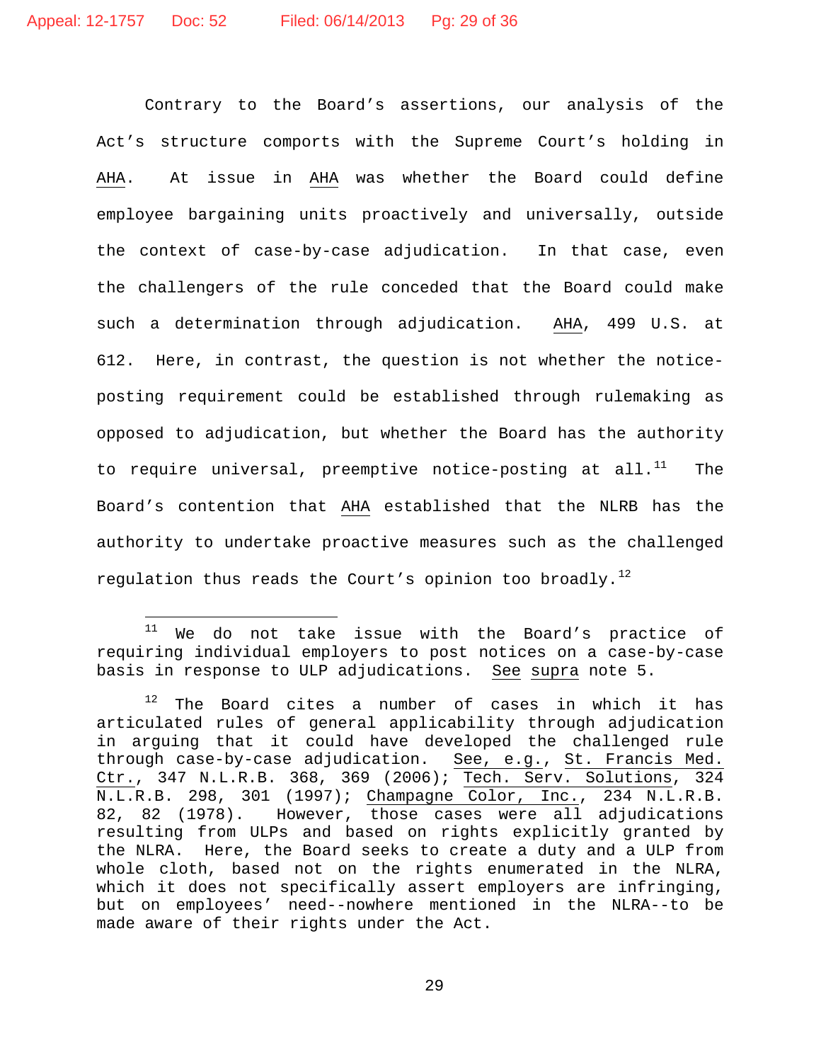Contrary to the Board's assertions, our analysis of the Act's structure comports with the Supreme Court's holding in AHA. At issue in AHA was whether the Board could define employee bargaining units proactively and universally, outside the context of case-by-case adjudication. In that case, even the challengers of the rule conceded that the Board could make such a determination through adjudication. AHA, 499 U.S. at 612. Here, in contrast, the question is not whether the notice-posting requirement could be established through rulemaking as opposed to adjudication, but whether the Board has the authority to require universal, preemptive notice-posting at all.[11] The Board's contention that AHA established that the NLRB has the authority to undertake proactive measures such as the challenged regulation thus reads the Court's opinion too broadly.[12]

---

[11] We do not take issue with the Board's practice of requiring individual employers to post notices on a case-by-case basis in response to ULP adjudications. See supra note 5.

[12] The Board cites a number of cases in which it has articulated rules of general applicability through adjudication in arguing that it could have developed the challenged rule through case-by-case adjudication. See, e.g., St. Francis Med. Ctr., 347 N.L.R.B. 368, 369 (2006); Tech. Serv. Solutions, 324 N.L.R.B. 298, 301 (1997); Champagne Color, Inc., 234 N.L.R.B. 82, 82 (1978). However, those cases were all adjudications resulting from ULPs and based on rights explicitly granted by the NLRA. Here, the Board seeks to create a duty and a ULP from whole cloth, based not on the rights enumerated in the NLRA, which it does not specifically assert employers are infringing, but on employees' need--nowhere mentioned in the NLRA--to be made aware of their rights under the Act.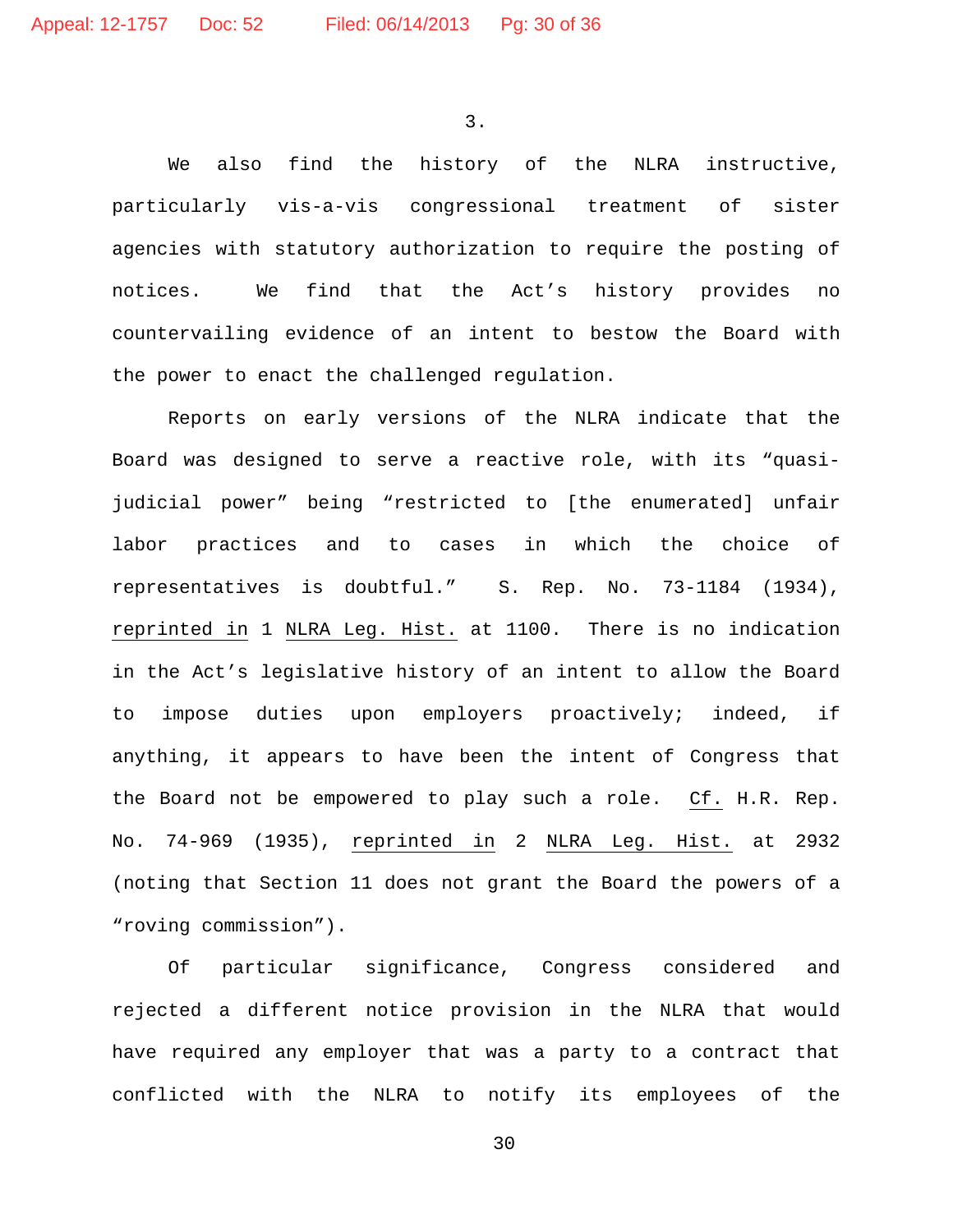3.

We also find the history of the NLRA instructive, particularly vis-a-vis congressional treatment of sister agencies with statutory authorization to require the posting of notices. We find that the Act's history provides no countervailing evidence of an intent to bestow the Board with the power to enact the challenged regulation.

Reports on early versions of the NLRA indicate that the Board was designed to serve a reactive role, with its "quasi-judicial power" being "restricted to [the enumerated] unfair labor practices and to cases in which the choice of representatives is doubtful." S. Rep. No. 73-1184 (1934), _reprinted in_ 1 _NLRA Leg. Hist._ at 1100. There is no indication in the Act's legislative history of an intent to allow the Board to impose duties upon employers proactively; indeed, if anything, it appears to have been the intent of Congress that the Board not be empowered to play such a role. _Cf._ H.R. Rep. No. 74-969 (1935), _reprinted in_ 2 _NLRA Leg. Hist._ at 2932 (noting that Section 11 does not grant the Board the powers of a "roving commission").

Of particular significance, Congress considered and rejected a different notice provision in the NLRA that would have required any employer that was a party to a contract that conflicted with the NLRA to notify its employees of the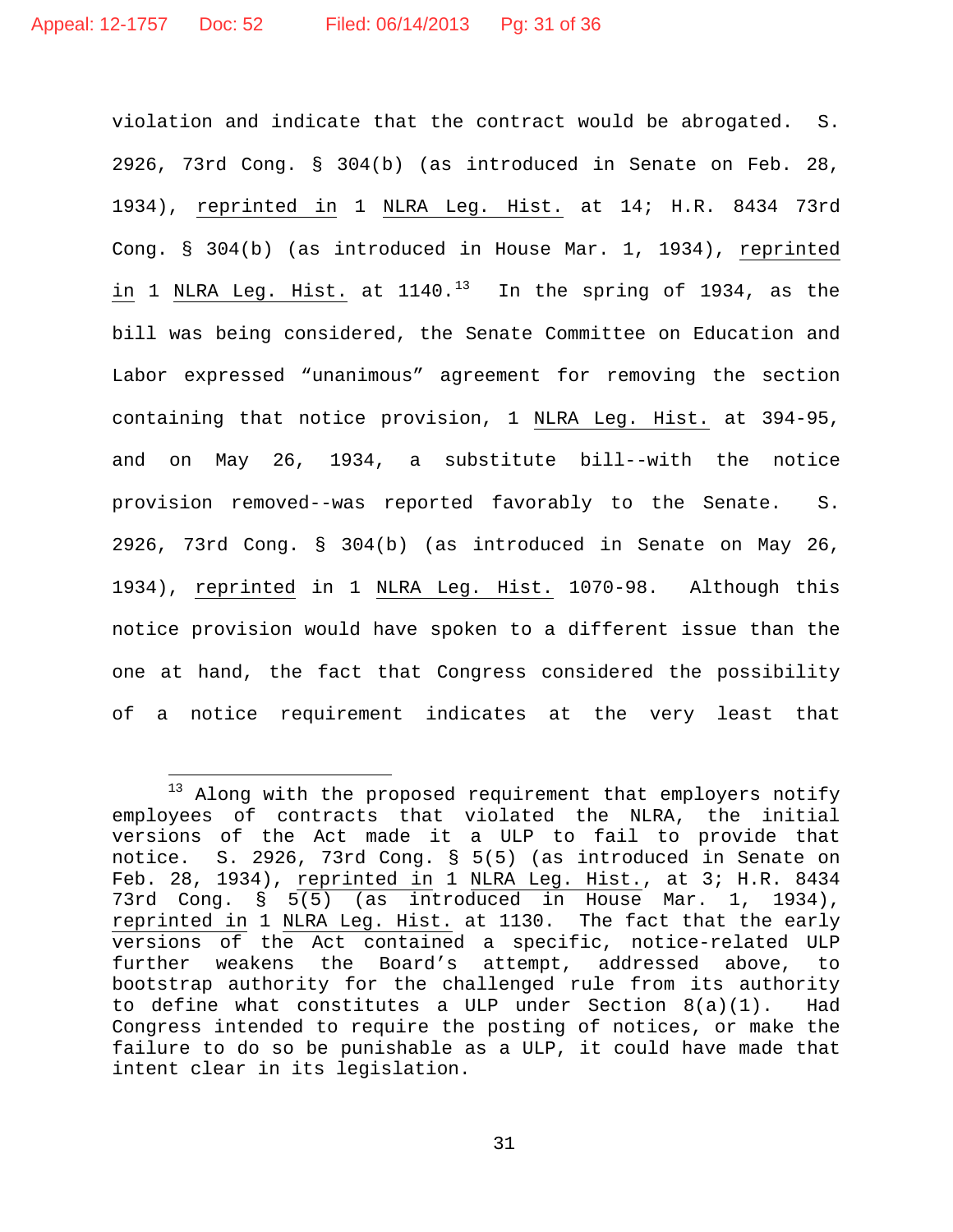violation and indicate that the contract would be abrogated. S. 2926, 73rd Cong. § 304(b) (as introduced in Senate on Feb. 28, 1934), reprinted in 1 NLRA Leg. Hist. at 14; H.R. 8434 73rd Cong. § 304(b) (as introduced in House Mar. 1, 1934), reprinted in 1 NLRA Leg. Hist. at 1140.[13] In the spring of 1934, as the bill was being considered, the Senate Committee on Education and Labor expressed "unanimous" agreement for removing the section containing that notice provision, 1 NLRA Leg. Hist. at 394-95, and on May 26, 1934, a substitute bill--with the notice provision removed--was reported favorably to the Senate. S. 2926, 73rd Cong. § 304(b) (as introduced in Senate on May 26, 1934), reprinted in 1 NLRA Leg. Hist. 1070-98. Although this notice provision would have spoken to a different issue than the one at hand, the fact that Congress considered the possibility of a notice requirement indicates at the very least that

---

[13] Along with the proposed requirement that employers notify employees of contracts that violated the NLRA, the initial versions of the Act made it a ULP to fail to provide that notice. S. 2926, 73rd Cong. § 5(5) (as introduced in Senate on Feb. 28, 1934), reprinted in 1 NLRA Leg. Hist., at 3; H.R. 8434 73rd Cong. § 5(5) (as introduced in House Mar. 1, 1934), reprinted in 1 NLRA Leg. Hist. at 1130. The fact that the early versions of the Act contained a specific, notice-related ULP further weakens the Board's attempt, addressed above, to bootstrap authority for the challenged rule from its authority to define what constitutes a ULP under Section 8(a)(1). Had Congress intended to require the posting of notices, or make the failure to do so be punishable as a ULP, it could have made that intent clear in its legislation.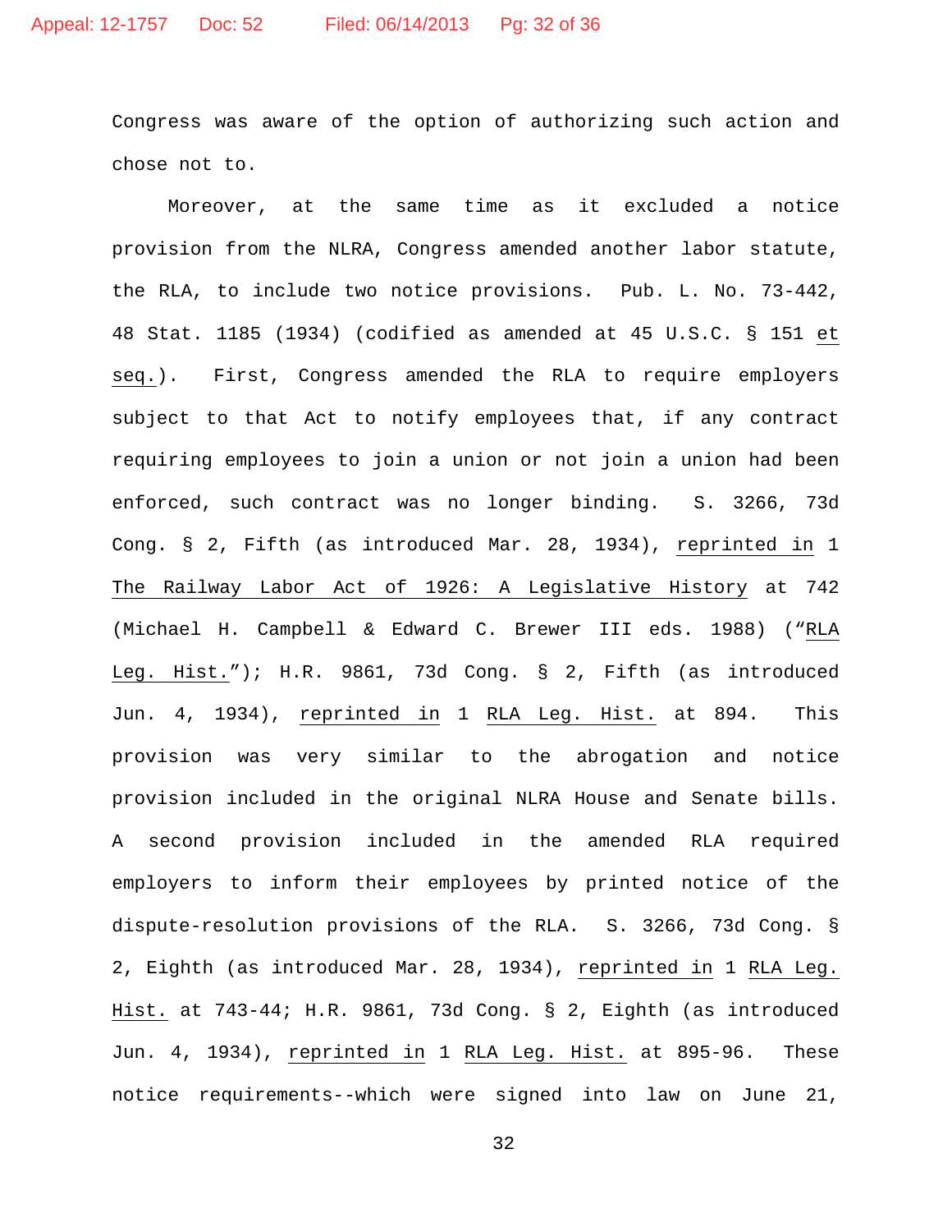Congress was aware of the option of authorizing such action and chose not to.

Moreover, at the same time as it excluded a notice provision from the NLRA, Congress amended another labor statute, the RLA, to include two notice provisions. Pub. L. No. 73-442, 48 Stat. 1185 (1934) (codified as amended at 45 U.S.C. § 151 et seq.). First, Congress amended the RLA to require employers subject to that Act to notify employees that, if any contract requiring employees to join a union or not join a union had been enforced, such contract was no longer binding. S. 3266, 73d Cong. § 2, Fifth (as introduced Mar. 28, 1934), reprinted in 1 The Railway Labor Act of 1926: A Legislative History at 742 (Michael H. Campbell & Edward C. Brewer III eds. 1988) ("RLA Leg. Hist."); H.R. 9861, 73d Cong. § 2, Fifth (as introduced Jun. 4, 1934), reprinted in 1 RLA Leg. Hist. at 894. This provision was very similar to the abrogation and notice provision included in the original NLRA House and Senate bills. A second provision included in the amended RLA required employers to inform their employees by printed notice of the dispute-resolution provisions of the RLA. S. 3266, 73d Cong. § 2, Eighth (as introduced Mar. 28, 1934), reprinted in 1 RLA Leg. Hist. at 743-44; H.R. 9861, 73d Cong. § 2, Eighth (as introduced Jun. 4, 1934), reprinted in 1 RLA Leg. Hist. at 895-96. These notice requirements--which were signed into law on June 21,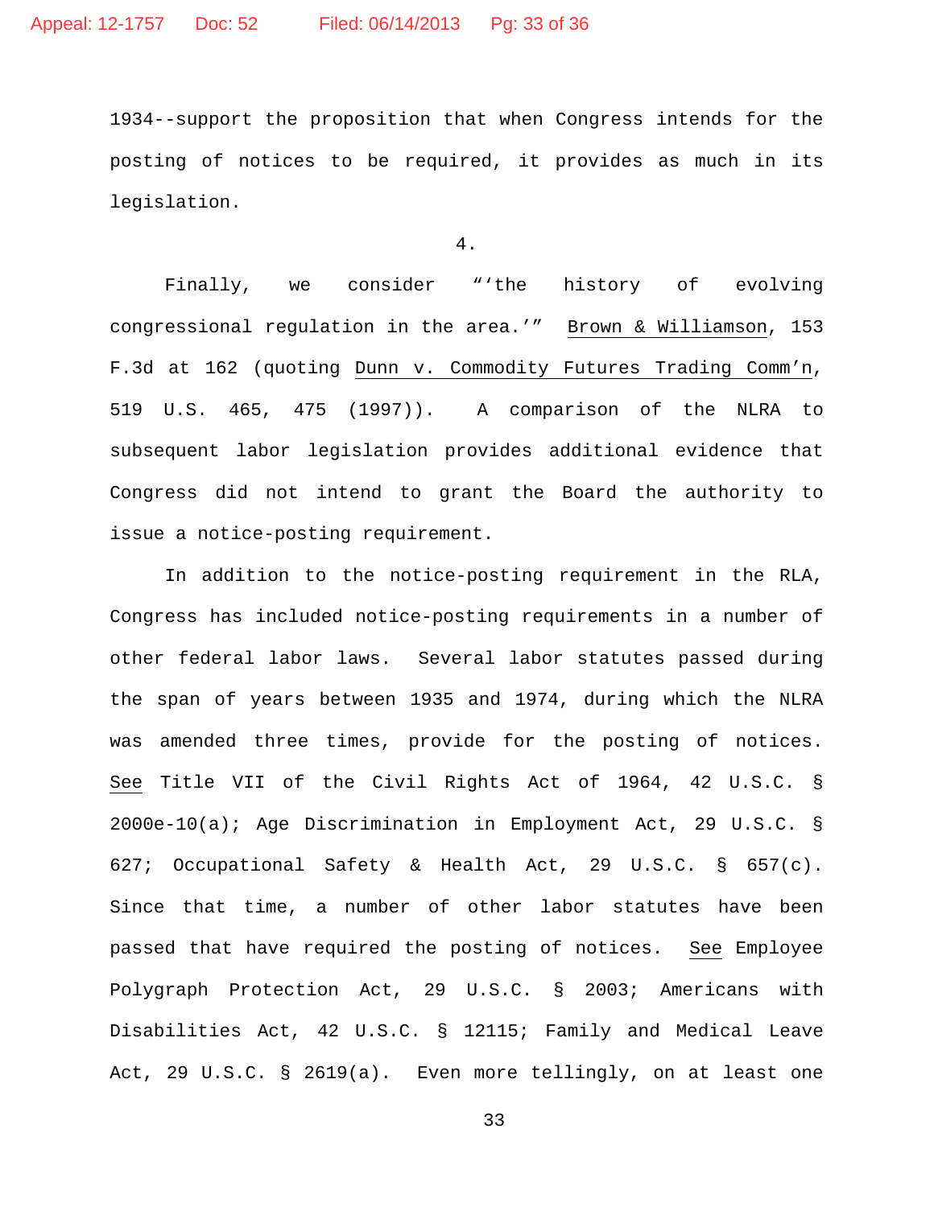1934--support the proposition that when Congress intends for the posting of notices to be required, it provides as much in its legislation.

4.

Finally, we consider "'the history of evolving congressional regulation in the area.'" Brown & Williamson, 153 F.3d at 162 (quoting Dunn v. Commodity Futures Trading Comm'n, 519 U.S. 465, 475 (1997)). A comparison of the NLRA to subsequent labor legislation provides additional evidence that Congress did not intend to grant the Board the authority to issue a notice-posting requirement.

In addition to the notice-posting requirement in the RLA, Congress has included notice-posting requirements in a number of other federal labor laws. Several labor statutes passed during the span of years between 1935 and 1974, during which the NLRA was amended three times, provide for the posting of notices. See Title VII of the Civil Rights Act of 1964, 42 U.S.C. § 2000e-10(a); Age Discrimination in Employment Act, 29 U.S.C. § 627; Occupational Safety & Health Act, 29 U.S.C. § 657(c). Since that time, a number of other labor statutes have been passed that have required the posting of notices. See Employee Polygraph Protection Act, 29 U.S.C. § 2003; Americans with Disabilities Act, 42 U.S.C. § 12115; Family and Medical Leave Act, 29 U.S.C. § 2619(a). Even more tellingly, on at least one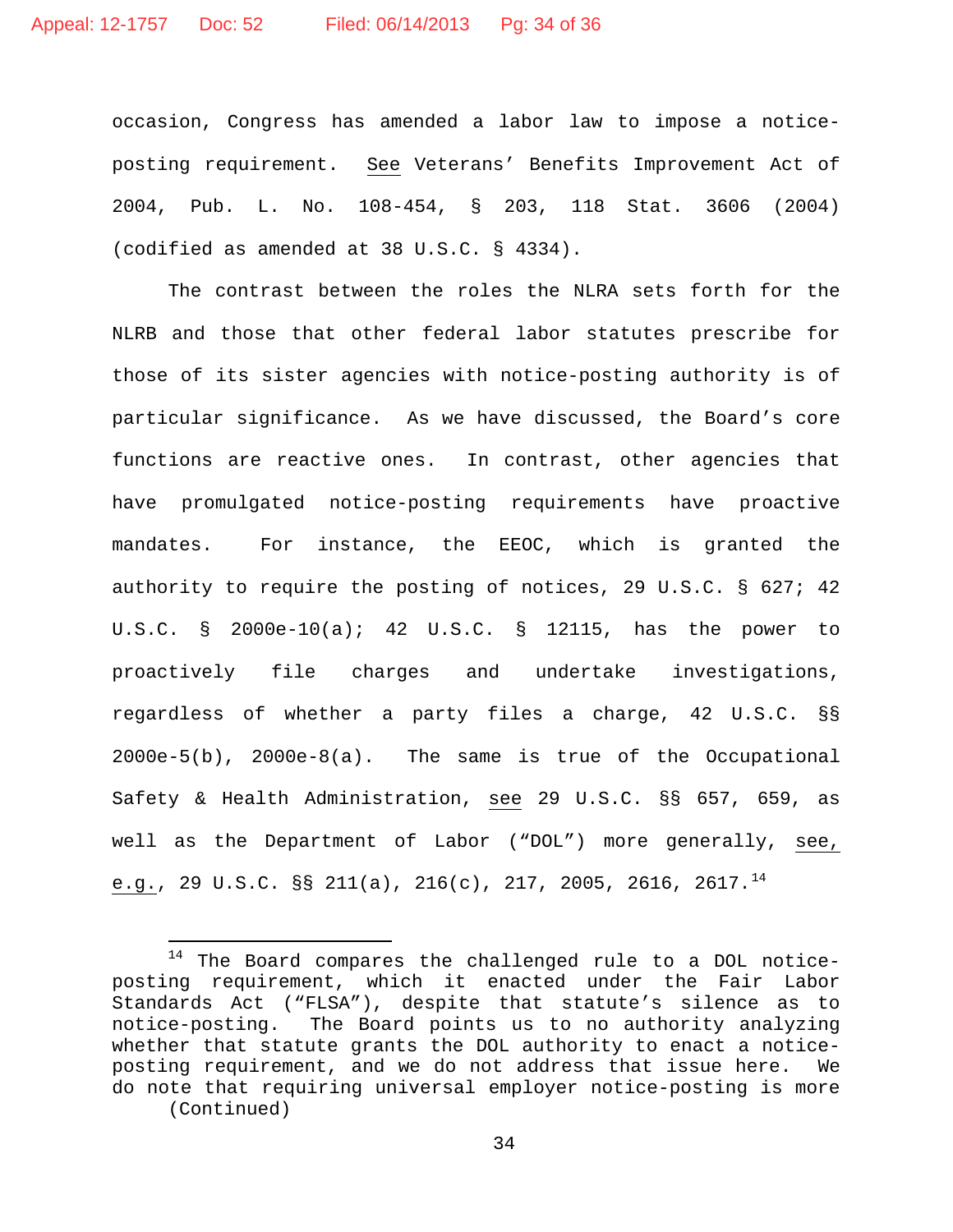occasion, Congress has amended a labor law to impose a notice-posting requirement. See Veterans' Benefits Improvement Act of 2004, Pub. L. No. 108-454, § 203, 118 Stat. 3606 (2004) (codified as amended at 38 U.S.C. § 4334).

The contrast between the roles the NLRA sets forth for the NLRB and those that other federal labor statutes prescribe for those of its sister agencies with notice-posting authority is of particular significance. As we have discussed, the Board's core functions are reactive ones. In contrast, other agencies that have promulgated notice-posting requirements have proactive mandates. For instance, the EEOC, which is granted the authority to require the posting of notices, 29 U.S.C. § 627; 42 U.S.C. § 2000e-10(a); 42 U.S.C. § 12115, has the power to proactively file charges and undertake investigations, regardless of whether a party files a charge, 42 U.S.C. §§ 2000e-5(b), 2000e-8(a). The same is true of the Occupational Safety & Health Administration, see 29 U.S.C. §§ 657, 659, as well as the Department of Labor ("DOL") more generally, see, e.g., 29 U.S.C. §§ 211(a), 216(c), 217, 2005, 2616, 2617.[14]

[14] The Board compares the challenged rule to a DOL notice-posting requirement, which it enacted under the Fair Labor Standards Act ("FLSA"), despite that statute's silence as to notice-posting. The Board points us to no authority analyzing whether that statute grants the DOL authority to enact a notice-posting requirement, and we do not address that issue here. We do note that requiring universal employer notice-posting is more (Continued)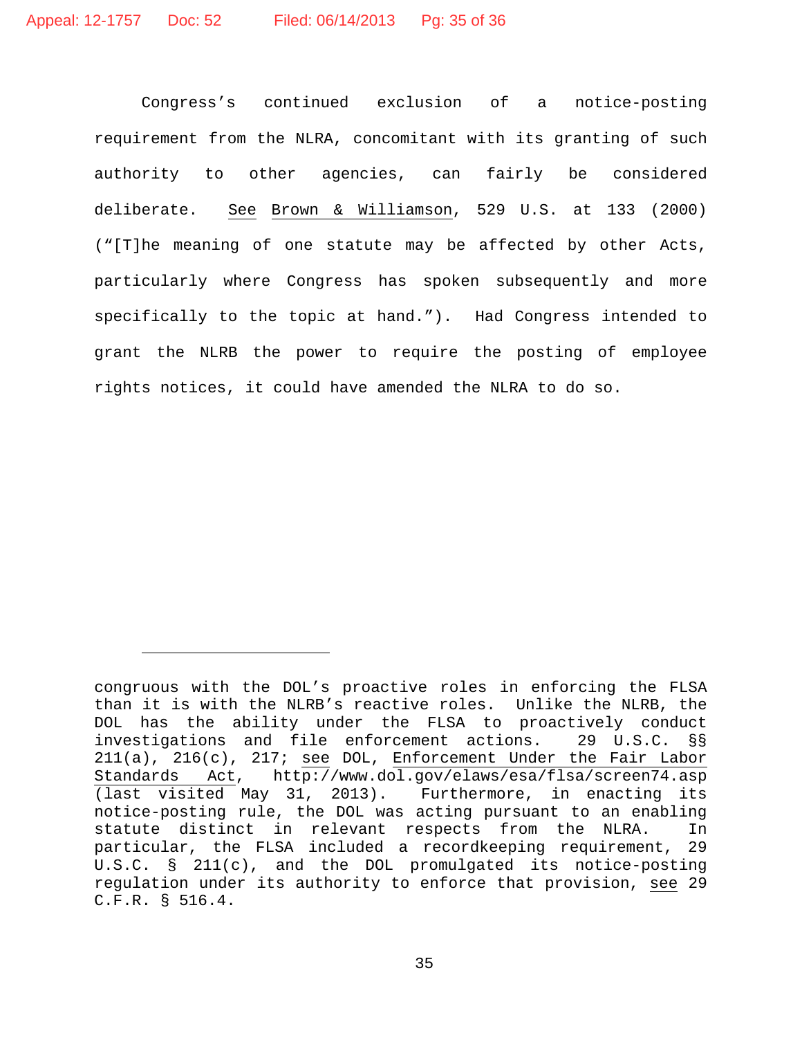Congress's continued exclusion of a notice-posting requirement from the NLRA, concomitant with its granting of such authority to other agencies, can fairly be considered deliberate. See Brown & Williamson, 529 U.S. at 133 (2000) ("[T]he meaning of one statute may be affected by other Acts, particularly where Congress has spoken subsequently and more specifically to the topic at hand."). Had Congress intended to grant the NLRB the power to require the posting of employee rights notices, it could have amended the NLRA to do so.

---

congruous with the DOL's proactive roles in enforcing the FLSA than it is with the NLRB's reactive roles. Unlike the NLRB, the DOL has the ability under the FLSA to proactively conduct investigations and file enforcement actions. 29 U.S.C. §§ 211(a), 216(c), 217; see DOL, Enforcement Under the Fair Labor Standards Act, http://www.dol.gov/elaws/esa/flsa/screen74.asp (last visited May 31, 2013). Furthermore, in enacting its notice-posting rule, the DOL was acting pursuant to an enabling statute distinct in relevant respects from the NLRA. In particular, the FLSA included a recordkeeping requirement, 29 U.S.C. § 211(c), and the DOL promulgated its notice-posting regulation under its authority to enforce that provision, see 29 C.F.R. § 516.4.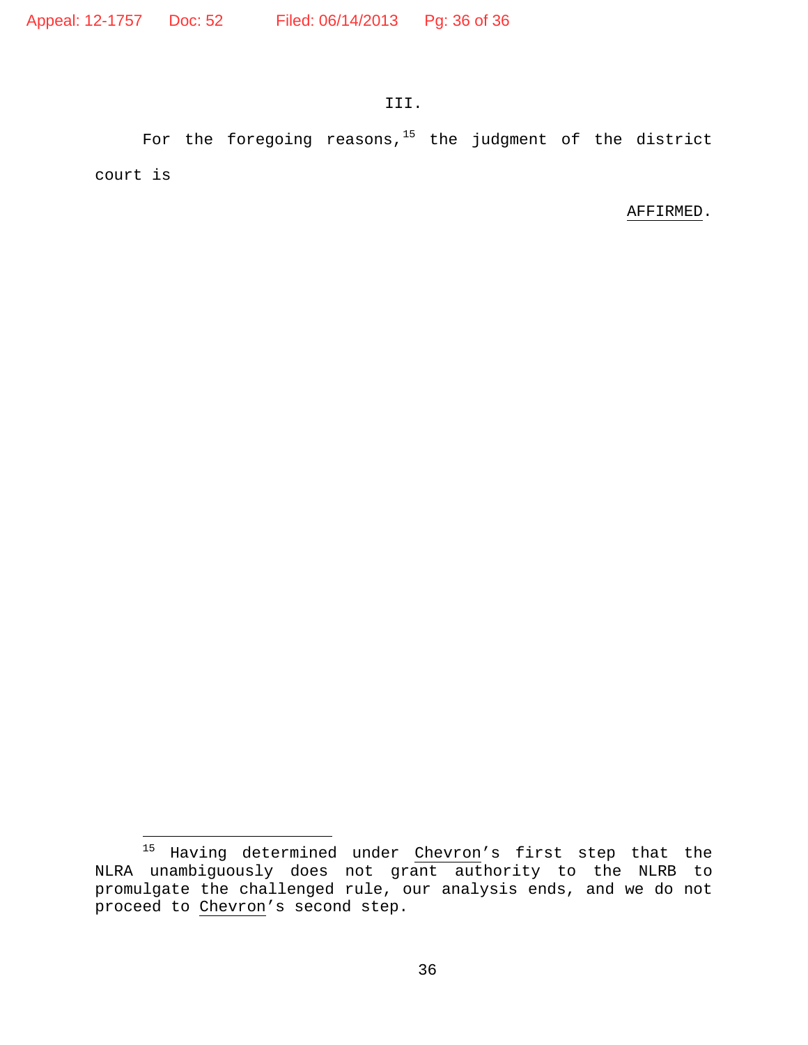III.

For the foregoing reasons,[15] the judgment of the district court is

AFFIRMED.

---

[15] Having determined under *Chevron*'s first step that the NLRA unambiguously does not grant authority to the NLRB to promulgate the challenged rule, our analysis ends, and we do not proceed to *Chevron*'s second step.